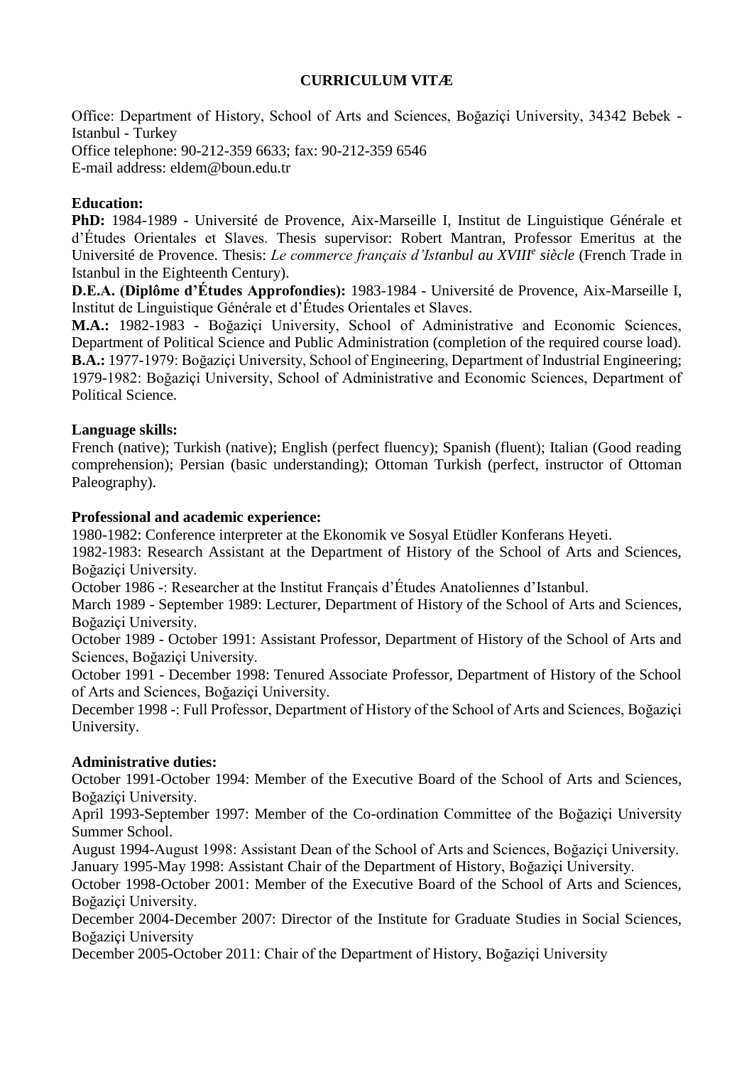# CURRICULUM VITÆ

Office: Department of History, School of Arts and Sciences, Boğaziçi University, 34342 Bebek - Istanbul - Turkey
Office telephone: 90-212-359 6633; fax: 90-212-359 6546
E-mail address: eldem@boun.edu.tr

**Education:**

**PhD:** 1984-1989 - Université de Provence, Aix-Marseille I, Institut de Linguistique Générale et d'Études Orientales et Slaves. Thesis supervisor: Robert Mantran, Professor Emeritus at the Université de Provence. Thesis: *Le commerce français d'Istanbul au XVIII^e siècle* (French Trade in Istanbul in the Eighteenth Century).

**D.E.A. (Diplôme d'Études Approfondies):** 1983-1984 - Université de Provence, Aix-Marseille I, Institut de Linguistique Générale et d'Études Orientales et Slaves.

**M.A.:** 1982-1983 - Boğaziçi University, School of Administrative and Economic Sciences, Department of Political Science and Public Administration (completion of the required course load).

**B.A.:** 1977-1979: Boğaziçi University, School of Engineering, Department of Industrial Engineering; 1979-1982: Boğaziçi University, School of Administrative and Economic Sciences, Department of Political Science.

**Language skills:**

French (native); Turkish (native); English (perfect fluency); Spanish (fluent); Italian (Good reading comprehension); Persian (basic understanding); Ottoman Turkish (perfect, instructor of Ottoman Paleography).

**Professional and academic experience:**

1980-1982: Conference interpreter at the Ekonomik ve Sosyal Etüdler Konferans Heyeti.
1982-1983: Research Assistant at the Department of History of the School of Arts and Sciences, Boğaziçi University.
October 1986 -: Researcher at the Institut Français d'Études Anatoliennes d'Istanbul.
March 1989 - September 1989: Lecturer, Department of History of the School of Arts and Sciences, Boğaziçi University.
October 1989 - October 1991: Assistant Professor, Department of History of the School of Arts and Sciences, Boğaziçi University.
October 1991 - December 1998: Tenured Associate Professor, Department of History of the School of Arts and Sciences, Boğaziçi University.
December 1998 -: Full Professor, Department of History of the School of Arts and Sciences, Boğaziçi University.

**Administrative duties:**

October 1991-October 1994: Member of the Executive Board of the School of Arts and Sciences, Boğaziçi University.
April 1993-September 1997: Member of the Co-ordination Committee of the Boğaziçi University Summer School.
August 1994-August 1998: Assistant Dean of the School of Arts and Sciences, Boğaziçi University.
January 1995-May 1998: Assistant Chair of the Department of History, Boğaziçi University.
October 1998-October 2001: Member of the Executive Board of the School of Arts and Sciences, Boğaziçi University.
December 2004-December 2007: Director of the Institute for Graduate Studies in Social Sciences, Boğaziçi University
December 2005-October 2011: Chair of the Department of History, Boğaziçi University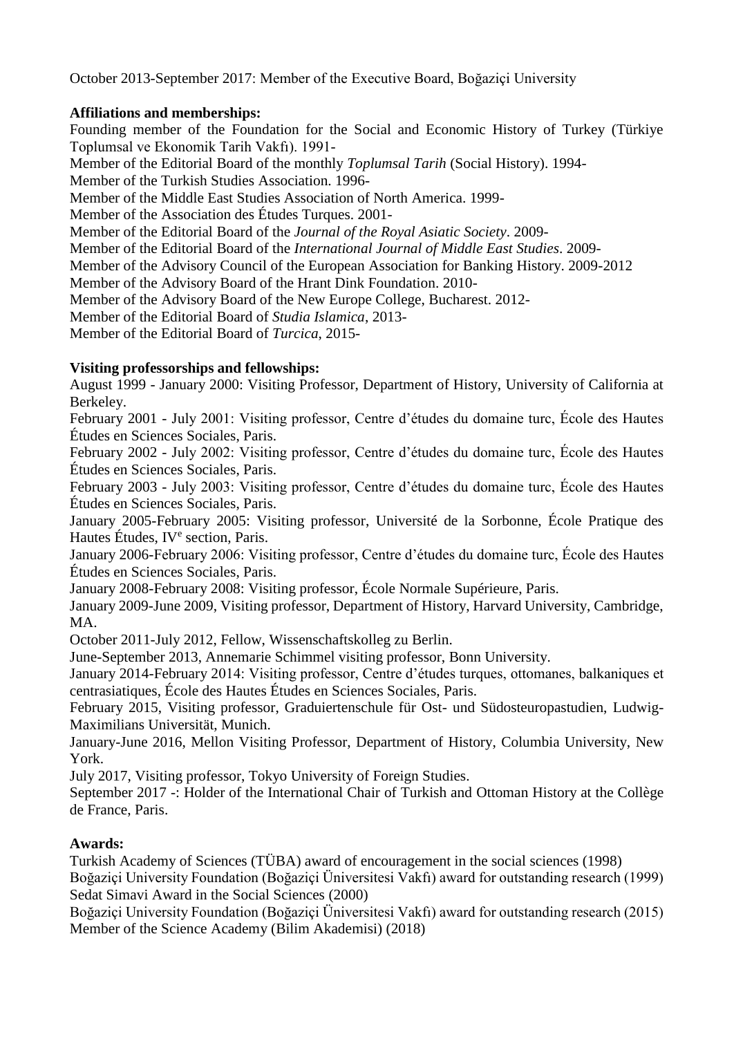October 2013-September 2017: Member of the Executive Board, Boğaziçi University

**Affiliations and memberships:**

Founding member of the Foundation for the Social and Economic History of Turkey (Türkiye Toplumsal ve Ekonomik Tarih Vakfı). 1991-
Member of the Editorial Board of the monthly *Toplumsal Tarih* (Social History). 1994-
Member of the Turkish Studies Association. 1996-
Member of the Middle East Studies Association of North America. 1999-
Member of the Association des Études Turques. 2001-
Member of the Editorial Board of the *Journal of the Royal Asiatic Society*. 2009-
Member of the Editorial Board of the *International Journal of Middle East Studies*. 2009-
Member of the Advisory Council of the European Association for Banking History. 2009-2012
Member of the Advisory Board of the Hrant Dink Foundation. 2010-
Member of the Advisory Board of the New Europe College, Bucharest. 2012-
Member of the Editorial Board of *Studia Islamica*, 2013-
Member of the Editorial Board of *Turcica*, 2015-

**Visiting professorships and fellowships:**

August 1999 - January 2000: Visiting Professor, Department of History, University of California at Berkeley.
February 2001 - July 2001: Visiting professor, Centre d'études du domaine turc, École des Hautes Études en Sciences Sociales, Paris.
February 2002 - July 2002: Visiting professor, Centre d'études du domaine turc, École des Hautes Études en Sciences Sociales, Paris.
February 2003 - July 2003: Visiting professor, Centre d'études du domaine turc, École des Hautes Études en Sciences Sociales, Paris.
January 2005-February 2005: Visiting professor, Université de la Sorbonne, École Pratique des Hautes Études, IV[e] section, Paris.
January 2006-February 2006: Visiting professor, Centre d'études du domaine turc, École des Hautes Études en Sciences Sociales, Paris.
January 2008-February 2008: Visiting professor, École Normale Supérieure, Paris.
January 2009-June 2009, Visiting professor, Department of History, Harvard University, Cambridge, MA.
October 2011-July 2012, Fellow, Wissenschaftskolleg zu Berlin.
June-September 2013, Annemarie Schimmel visiting professor, Bonn University.
January 2014-February 2014: Visiting professor, Centre d'études turques, ottomanes, balkaniques et centrasiatiques, École des Hautes Études en Sciences Sociales, Paris.
February 2015, Visiting professor, Graduiertenschule für Ost- und Südosteuropastudien, Ludwig-Maximilians Universität, Munich.
January-June 2016, Mellon Visiting Professor, Department of History, Columbia University, New York.
July 2017, Visiting professor, Tokyo University of Foreign Studies.
September 2017 -: Holder of the International Chair of Turkish and Ottoman History at the Collège de France, Paris.

**Awards:**

Turkish Academy of Sciences (TÜBA) award of encouragement in the social sciences (1998)
Boğaziçi University Foundation (Boğaziçi Üniversitesi Vakfı) award for outstanding research (1999)
Sedat Simavi Award in the Social Sciences (2000)
Boğaziçi University Foundation (Boğaziçi Üniversitesi Vakfı) award for outstanding research (2015)
Member of the Science Academy (Bilim Akademisi) (2018)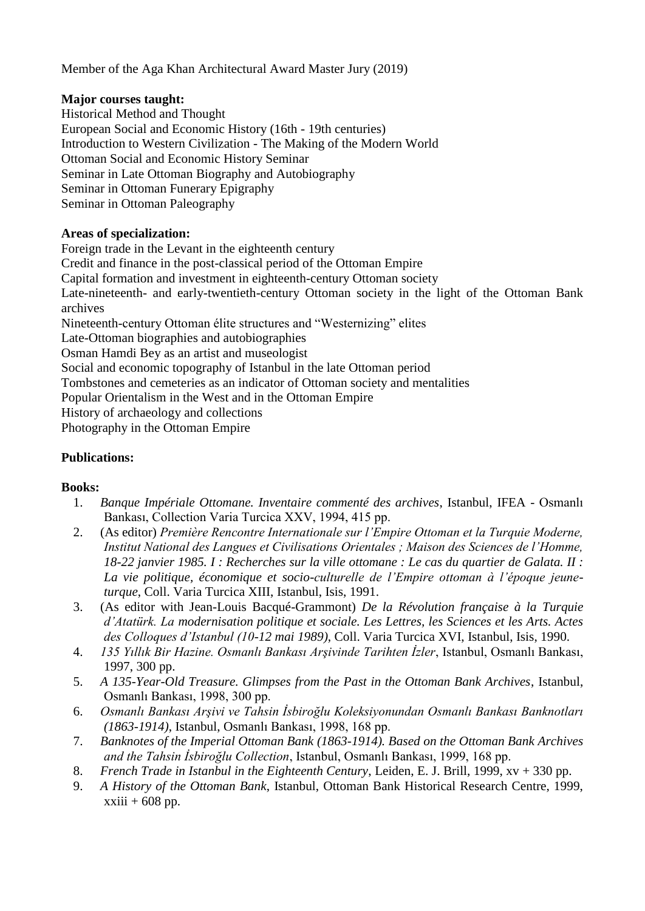Member of the Aga Khan Architectural Award Master Jury (2019)

**Major courses taught:**
Historical Method and Thought
European Social and Economic History (16th - 19th centuries)
Introduction to Western Civilization - The Making of the Modern World
Ottoman Social and Economic History Seminar
Seminar in Late Ottoman Biography and Autobiography
Seminar in Ottoman Funerary Epigraphy
Seminar in Ottoman Paleography

**Areas of specialization:**
Foreign trade in the Levant in the eighteenth century
Credit and finance in the post-classical period of the Ottoman Empire
Capital formation and investment in eighteenth-century Ottoman society
Late-nineteenth- and early-twentieth-century Ottoman society in the light of the Ottoman Bank archives
Nineteenth-century Ottoman élite structures and "Westernizing" elites
Late-Ottoman biographies and autobiographies
Osman Hamdi Bey as an artist and museologist
Social and economic topography of Istanbul in the late Ottoman period
Tombstones and cemeteries as an indicator of Ottoman society and mentalities
Popular Orientalism in the West and in the Ottoman Empire
History of archaeology and collections
Photography in the Ottoman Empire

**Publications:**

**Books:**

1. *Banque Impériale Ottomane. Inventaire commenté des archives*, Istanbul, IFEA - Osmanlı Bankası, Collection Varia Turcica XXV, 1994, 415 pp.
2. (As editor) *Première Rencontre Internationale sur l'Empire Ottoman et la Turquie Moderne, Institut National des Langues et Civilisations Orientales ; Maison des Sciences de l'Homme, 18-22 janvier 1985. I : Recherches sur la ville ottomane : Le cas du quartier de Galata. II : La vie politique, économique et socio-culturelle de l'Empire ottoman à l'époque jeune-turque*, Coll. Varia Turcica XIII, Istanbul, Isis, 1991.
3. (As editor with Jean-Louis Bacqué-Grammont) *De la Révolution française à la Turquie d'Atatürk. La modernisation politique et sociale. Les Lettres, les Sciences et les Arts. Actes des Colloques d'Istanbul (10-12 mai 1989)*, Coll. Varia Turcica XVI, Istanbul, Isis, 1990.
4. *135 Yıllık Bir Hazine. Osmanlı Bankası Arşivinde Tarihten İzler*, Istanbul, Osmanlı Bankası, 1997, 300 pp.
5. *A 135-Year-Old Treasure. Glimpses from the Past in the Ottoman Bank Archives*, Istanbul, Osmanlı Bankası, 1998, 300 pp.
6. *Osmanlı Bankası Arşivi ve Tahsin İsbiroğlu Koleksiyonundan Osmanlı Bankası Banknotları (1863-1914)*, Istanbul, Osmanlı Bankası, 1998, 168 pp.
7. *Banknotes of the Imperial Ottoman Bank (1863-1914). Based on the Ottoman Bank Archives and the Tahsin İsbiroğlu Collection*, Istanbul, Osmanlı Bankası, 1999, 168 pp.
8. *French Trade in Istanbul in the Eighteenth Century*, Leiden, E. J. Brill, 1999, xv + 330 pp.
9. *A History of the Ottoman Bank*, Istanbul, Ottoman Bank Historical Research Centre, 1999, xxiii + 608 pp.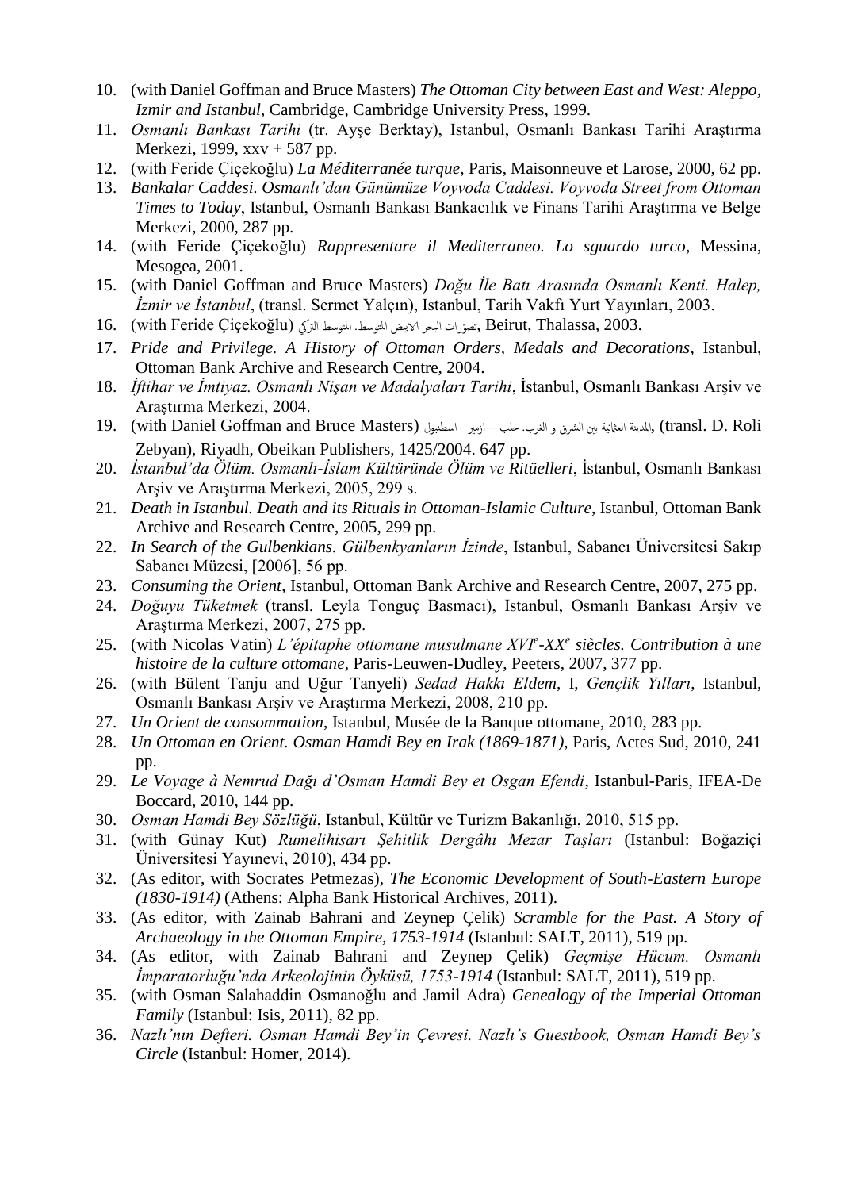10. (with Daniel Goffman and Bruce Masters) *The Ottoman City between East and West: Aleppo, Izmir and Istanbul*, Cambridge, Cambridge University Press, 1999.
11. *Osmanlı Bankası Tarihi* (tr. Ayşe Berktay), Istanbul, Osmanlı Bankası Tarihi Araştırma Merkezi, 1999, xxv + 587 pp.
12. (with Feride Çiçekoğlu) *La Méditerranée turque*, Paris, Maisonneuve et Larose, 2000, 62 pp.
13. *Bankalar Caddesi. Osmanlı'dan Günümüze Voyvoda Caddesi. Voyvoda Street from Ottoman Times to Today*, Istanbul, Osmanlı Bankası Bankacılık ve Finans Tarihi Araştırma ve Belge Merkezi, 2000, 287 pp.
14. (with Feride Çiçekoğlu) *Rappresentare il Mediterraneo. Lo sguardo turco*, Messina, Mesogea, 2001.
15. (with Daniel Goffman and Bruce Masters) *Doğu İle Batı Arasında Osmanlı Kenti. Halep, İzmir ve İstanbul*, (transl. Sermet Yalçın), Istanbul, Tarih Vakfı Yurt Yayınları, 2003.
16. (with Feride Çiçekoğlu) تصوّرات البحر الابيض المتوسط. المتوسط التركي, Beirut, Thalassa, 2003.
17. *Pride and Privilege. A History of Ottoman Orders, Medals and Decorations*, Istanbul, Ottoman Bank Archive and Research Centre, 2004.
18. *İftihar ve İmtiyaz. Osmanlı Nişan ve Madalyaları Tarihi*, İstanbul, Osmanlı Bankası Arşiv ve Araştırma Merkezi, 2004.
19. (with Daniel Goffman and Bruce Masters) المدينة العثمانية بين الشرق و الغرب. حلب – ازمير - اسطنبول, (transl. D. Roli Zebyan), Riyadh, Obeikan Publishers, 1425/2004. 647 pp.
20. *İstanbul'da Ölüm. Osmanlı-İslam Kültüründe Ölüm ve Ritüelleri*, İstanbul, Osmanlı Bankası Arşiv ve Araştırma Merkezi, 2005, 299 s.
21. *Death in Istanbul. Death and its Rituals in Ottoman-Islamic Culture*, Istanbul, Ottoman Bank Archive and Research Centre, 2005, 299 pp.
22. *In Search of the Gulbenkians. Gülbenkyanların İzinde*, Istanbul, Sabancı Üniversitesi Sakıp Sabancı Müzesi, [2006], 56 pp.
23. *Consuming the Orient*, Istanbul, Ottoman Bank Archive and Research Centre, 2007, 275 pp.
24. *Doğuyu Tüketmek* (transl. Leyla Tonguç Basmacı), Istanbul, Osmanlı Bankası Arşiv ve Araştırma Merkezi, 2007, 275 pp.
25. (with Nicolas Vatin) *L'épitaphe ottomane musulmane XVI*[e]*-XX*[e] *siècles. Contribution à une histoire de la culture ottomane*, Paris-Leuwen-Dudley, Peeters, 2007, 377 pp.
26. (with Bülent Tanju and Uğur Tanyeli) *Sedad Hakkı Eldem*, I, *Gençlik Yılları*, Istanbul, Osmanlı Bankası Arşiv ve Araştırma Merkezi, 2008, 210 pp.
27. *Un Orient de consommation*, Istanbul, Musée de la Banque ottomane, 2010, 283 pp.
28. *Un Ottoman en Orient. Osman Hamdi Bey en Irak (1869-1871)*, Paris, Actes Sud, 2010, 241 pp.
29. *Le Voyage à Nemrud Dağı d'Osman Hamdi Bey et Osgan Efendi*, Istanbul-Paris, IFEA-De Boccard, 2010, 144 pp.
30. *Osman Hamdi Bey Sözlüğü*, Istanbul, Kültür ve Turizm Bakanlığı, 2010, 515 pp.
31. (with Günay Kut) *Rumelihisarı Şehitlik Dergâhı Mezar Taşları* (Istanbul: Boğaziçi Üniversitesi Yayınevi, 2010), 434 pp.
32. (As editor, with Socrates Petmezas), *The Economic Development of South-Eastern Europe (1830-1914)* (Athens: Alpha Bank Historical Archives, 2011).
33. (As editor, with Zainab Bahrani and Zeynep Çelik) *Scramble for the Past. A Story of Archaeology in the Ottoman Empire, 1753-1914* (Istanbul: SALT, 2011), 519 pp.
34. (As editor, with Zainab Bahrani and Zeynep Çelik) *Geçmişe Hücum. Osmanlı İmparatorluğu'nda Arkeolojinin Öyküsü, 1753-1914* (Istanbul: SALT, 2011), 519 pp.
35. (with Osman Salahaddin Osmanoğlu and Jamil Adra) *Genealogy of the Imperial Ottoman Family* (Istanbul: Isis, 2011), 82 pp.
36. *Nazlı'nın Defteri. Osman Hamdi Bey'in Çevresi. Nazlı's Guestbook, Osman Hamdi Bey's Circle* (Istanbul: Homer, 2014).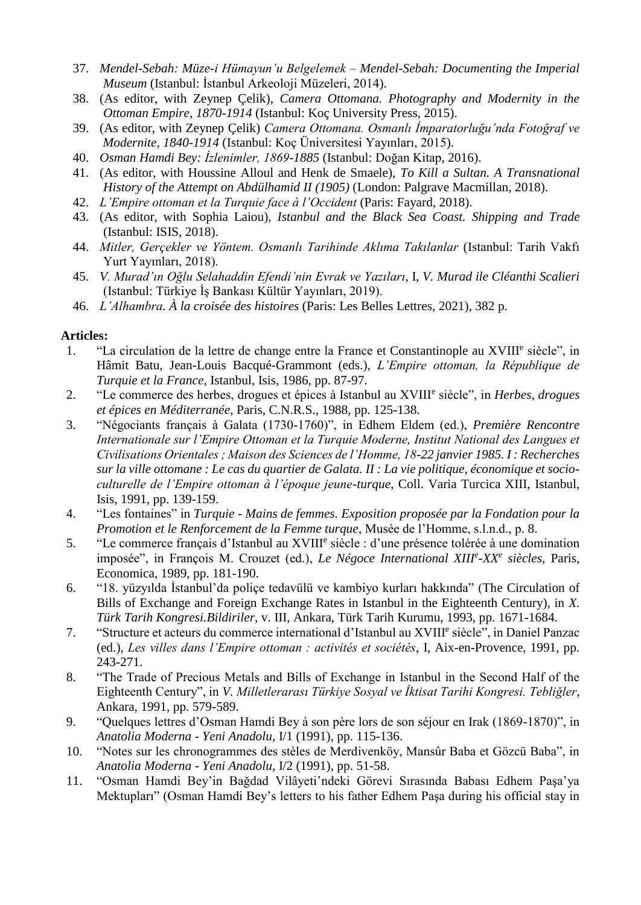37. *Mendel-Sebah: Müze-i Hümayun'u Belgelemek – Mendel-Sebah: Documenting the Imperial Museum* (Istanbul: İstanbul Arkeoloji Müzeleri, 2014).
38. (As editor, with Zeynep Çelik), *Camera Ottomana. Photography and Modernity in the Ottoman Empire, 1870-1914* (Istanbul: Koç University Press, 2015).
39. (As editor, with Zeynep Çelik) *Camera Ottomana. Osmanlı İmparatorluğu'nda Fotoğraf ve Modernite, 1840-1914* (Istanbul: Koç Üniversitesi Yayınları, 2015).
40. *Osman Hamdi Bey: İzlenimler, 1869-1885* (Istanbul: Doğan Kitap, 2016).
41. (As editor, with Houssine Alloul and Henk de Smaele), *To Kill a Sultan. A Transnational History of the Attempt on Abdülhamid II (1905)* (London: Palgrave Macmillan, 2018).
42. *L'Empire ottoman et la Turquie face à l'Occident* (Paris: Fayard, 2018).
43. (As editor, with Sophia Laiou), *Istanbul and the Black Sea Coast. Shipping and Trade* (Istanbul: ISIS, 2018).
44. *Mitler, Gerçekler ve Yöntem. Osmanlı Tarihinde Aklıma Takılanlar* (Istanbul: Tarih Vakfı Yurt Yayınları, 2018).
45. *V. Murad'ın Oğlu Selahaddin Efendi'nin Evrak ve Yazıları*, I, *V. Murad ile Cléanthi Scalieri* (Istanbul: Türkiye İş Bankası Kültür Yayınları, 2019).
46. *L'Alhambra. À la croisée des histoires* (Paris: Les Belles Lettres, 2021), 382 p.

**Articles:**

1. "La circulation de la lettre de change entre la France et Constantinople au XVIII^e siècle", in Hâmit Batu, Jean-Louis Bacqué-Grammont (eds.), *L'Empire ottoman, la République de Turquie et la France*, Istanbul, Isis, 1986, pp. 87-97.
2. "Le commerce des herbes, drogues et épices à Istanbul au XVIII^e siècle", in *Herbes, drogues et épices en Méditerranée*, Paris, C.N.R.S., 1988, pp. 125-138.
3. "Négociants français à Galata (1730-1760)", in Edhem Eldem (ed.), *Première Rencontre Internationale sur l'Empire Ottoman et la Turquie Moderne, Institut National des Langues et Civilisations Orientales ; Maison des Sciences de l'Homme, 18-22 janvier 1985. I : Recherches sur la ville ottomane : Le cas du quartier de Galata. II : La vie politique, économique et socio-culturelle de l'Empire ottoman à l'époque jeune-turque*, Coll. Varia Turcica XIII, Istanbul, Isis, 1991, pp. 139-159.
4. "Les fontaines" in *Turquie - Mains de femmes. Exposition proposée par la Fondation pour la Promotion et le Renforcement de la Femme turque*, Musée de l'Homme, s.l.n.d., p. 8.
5. "Le commerce français d'Istanbul au XVIII^e siècle : d'une présence tolérée à une domination imposée", in François M. Crouzet (ed.), *Le Négoce International XIII^e-XX^e siècles*, Paris, Economica, 1989, pp. 181-190.
6. "18. yüzyılda İstanbul'da poliçe tedavülü ve kambiyo kurları hakkında" (The Circulation of Bills of Exchange and Foreign Exchange Rates in Istanbul in the Eighteenth Century), in *X. Türk Tarih Kongresi.Bildiriler*, v. III, Ankara, Türk Tarih Kurumu, 1993, pp. 1671-1684.
7. "Structure et acteurs du commerce international d'Istanbul au XVIII^e siècle", in Daniel Panzac (ed.), *Les villes dans l'Empire ottoman : activités et sociétés*, I, Aix-en-Provence, 1991, pp. 243-271.
8. "The Trade of Precious Metals and Bills of Exchange in Istanbul in the Second Half of the Eighteenth Century", in *V. Milletlerarası Türkiye Sosyal ve İktisat Tarihi Kongresi. Tebliğler*, Ankara, 1991, pp. 579-589.
9. "Quelques lettres d'Osman Hamdi Bey à son père lors de son séjour en Irak (1869-1870)", in *Anatolia Moderna - Yeni Anadolu*, I/1 (1991), pp. 115-136.
10. "Notes sur les chronogrammes des stèles de Merdivenköy, Mansûr Baba et Gözcü Baba", in *Anatolia Moderna - Yeni Anadolu*, I/2 (1991), pp. 51-58.
11. "Osman Hamdi Bey'in Bağdad Vilâyeti'ndeki Görevi Sırasında Babası Edhem Paşa'ya Mektupları" (Osman Hamdi Bey's letters to his father Edhem Paşa during his official stay in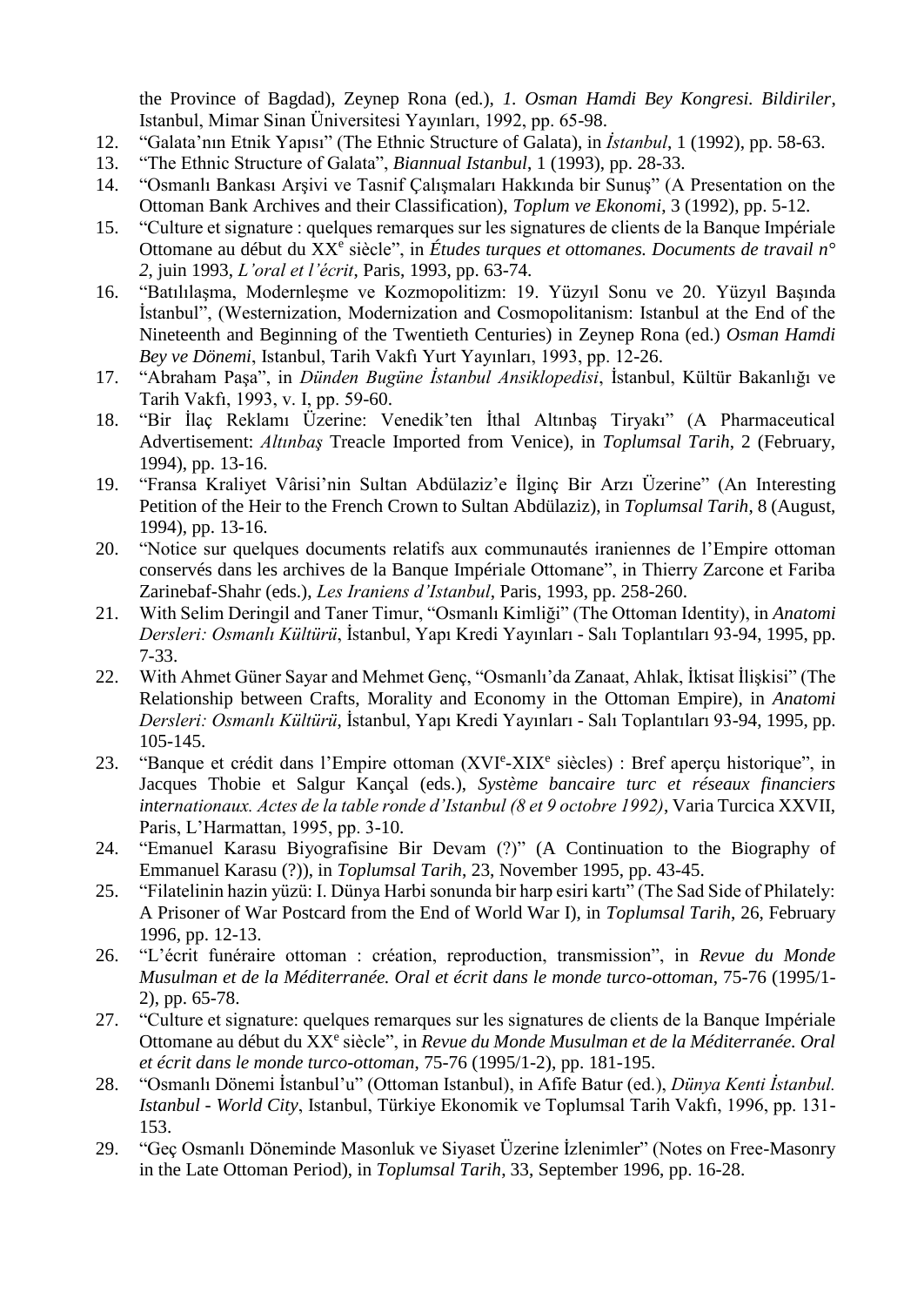the Province of Bagdad), Zeynep Rona (ed.), *1. Osman Hamdi Bey Kongresi. Bildiriler*, Istanbul, Mimar Sinan Üniversitesi Yayınları, 1992, pp. 65-98.

12. "Galata'nın Etnik Yapısı" (The Ethnic Structure of Galata), in *İstanbul*, 1 (1992), pp. 58-63.
13. "The Ethnic Structure of Galata", *Biannual Istanbul*, 1 (1993), pp. 28-33.
14. "Osmanlı Bankası Arşivi ve Tasnif Çalışmaları Hakkında bir Sunuş" (A Presentation on the Ottoman Bank Archives and their Classification), *Toplum ve Ekonomi*, 3 (1992), pp. 5-12.
15. "Culture et signature : quelques remarques sur les signatures de clients de la Banque Impériale Ottomane au début du XX[e] siècle", in *Études turques et ottomanes. Documents de travail n° 2*, juin 1993, *L'oral et l'écrit*, Paris, 1993, pp. 63-74.
16. "Batılılaşma, Modernleşme ve Kozmopolitizm: 19. Yüzyıl Sonu ve 20. Yüzyıl Başında İstanbul", (Westernization, Modernization and Cosmopolitanism: Istanbul at the End of the Nineteenth and Beginning of the Twentieth Centuries) in Zeynep Rona (ed.) *Osman Hamdi Bey ve Dönemi*, Istanbul, Tarih Vakfı Yurt Yayınları, 1993, pp. 12-26.
17. "Abraham Paşa", in *Dünden Bugüne İstanbul Ansiklopedisi*, İstanbul, Kültür Bakanlığı ve Tarih Vakfı, 1993, v. I, pp. 59-60.
18. "Bir İlaç Reklamı Üzerine: Venedik'ten İthal Altınbaş Tiryakı" (A Pharmaceutical Advertisement: *Altınbaş* Treacle Imported from Venice), in *Toplumsal Tarih*, 2 (February, 1994), pp. 13-16.
19. "Fransa Kraliyet Vârisi'nin Sultan Abdülaziz'e İlginç Bir Arzı Üzerine" (An Interesting Petition of the Heir to the French Crown to Sultan Abdülaziz), in *Toplumsal Tarih*, 8 (August, 1994), pp. 13-16.
20. "Notice sur quelques documents relatifs aux communautés iraniennes de l'Empire ottoman conservés dans les archives de la Banque Impériale Ottomane", in Thierry Zarcone et Fariba Zarinebaf-Shahr (eds.), *Les Iraniens d'Istanbul*, Paris, 1993, pp. 258-260.
21. With Selim Deringil and Taner Timur, "Osmanlı Kimliği" (The Ottoman Identity), in *Anatomi Dersleri: Osmanlı Kültürü*, İstanbul, Yapı Kredi Yayınları - Salı Toplantıları 93-94, 1995, pp. 7-33.
22. With Ahmet Güner Sayar and Mehmet Genç, "Osmanlı'da Zanaat, Ahlak, İktisat İlişkisi" (The Relationship between Crafts, Morality and Economy in the Ottoman Empire), in *Anatomi Dersleri: Osmanlı Kültürü*, İstanbul, Yapı Kredi Yayınları - Salı Toplantıları 93-94, 1995, pp. 105-145.
23. "Banque et crédit dans l'Empire ottoman (XVI[e]-XIX[e] siècles) : Bref aperçu historique", in Jacques Thobie et Salgur Kançal (eds.), *Système bancaire turc et réseaux financiers internationaux. Actes de la table ronde d'Istanbul (8 et 9 octobre 1992)*, Varia Turcica XXVII, Paris, L'Harmattan, 1995, pp. 3-10.
24. "Emanuel Karasu Biyografisine Bir Devam (?)" (A Continuation to the Biography of Emmanuel Karasu (?)), in *Toplumsal Tarih*, 23, November 1995, pp. 43-45.
25. "Filatelinin hazin yüzü: I. Dünya Harbi sonunda bir harp esiri kartı" (The Sad Side of Philately: A Prisoner of War Postcard from the End of World War I), in *Toplumsal Tarih*, 26, February 1996, pp. 12-13.
26. "L'écrit funéraire ottoman : création, reproduction, transmission", in *Revue du Monde Musulman et de la Méditerranée. Oral et écrit dans le monde turco-ottoman*, 75-76 (1995/1-2), pp. 65-78.
27. "Culture et signature: quelques remarques sur les signatures de clients de la Banque Impériale Ottomane au début du XX[e] siècle", in *Revue du Monde Musulman et de la Méditerranée. Oral et écrit dans le monde turco-ottoman*, 75-76 (1995/1-2), pp. 181-195.
28. "Osmanlı Dönemi İstanbul'u" (Ottoman Istanbul), in Afife Batur (ed.), *Dünya Kenti İstanbul. Istanbul - World City*, Istanbul, Türkiye Ekonomik ve Toplumsal Tarih Vakfı, 1996, pp. 131-153.
29. "Geç Osmanlı Döneminde Masonluk ve Siyaset Üzerine İzlenimler" (Notes on Free-Masonry in the Late Ottoman Period), in *Toplumsal Tarih*, 33, September 1996, pp. 16-28.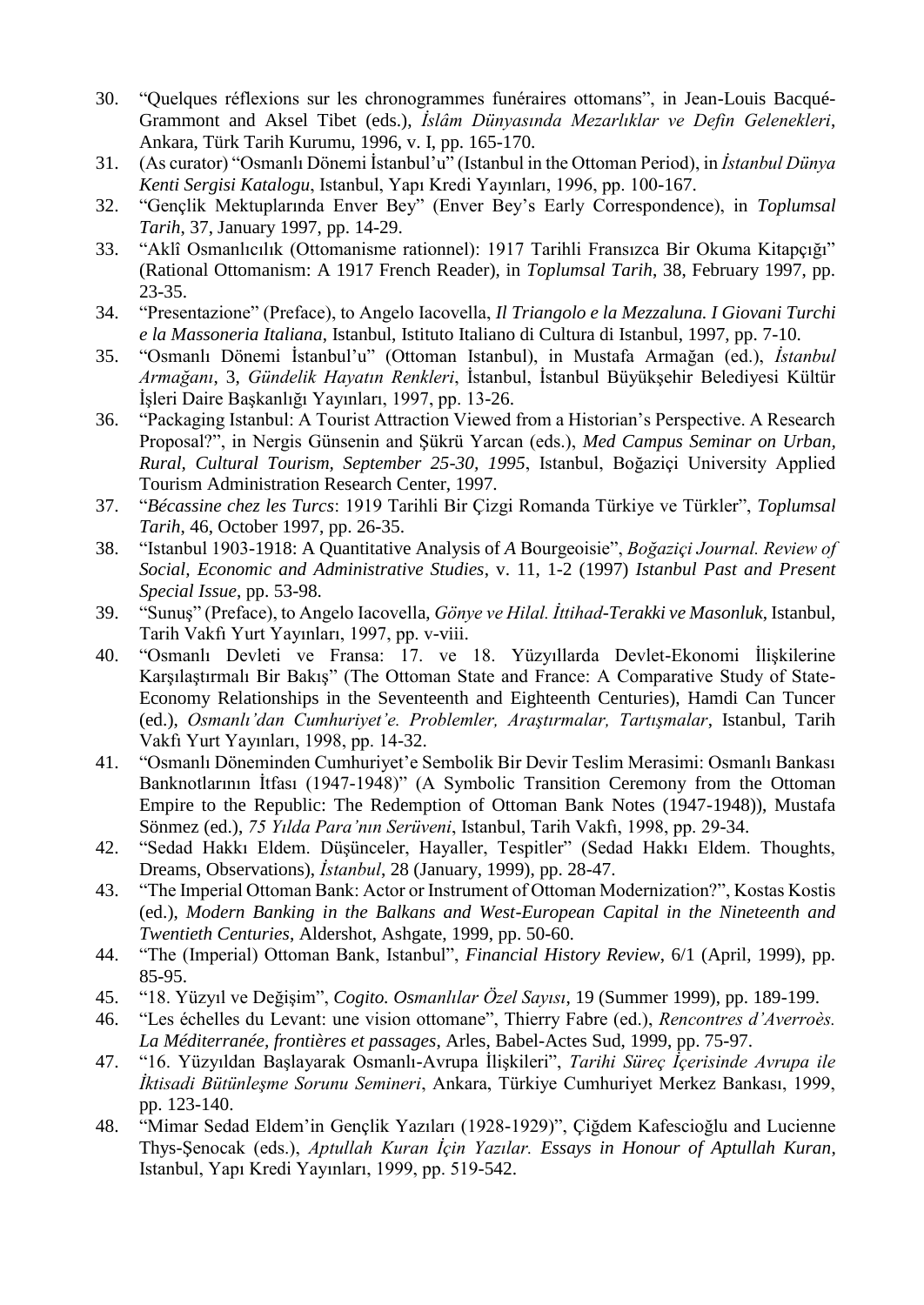30. "Quelques réflexions sur les chronogrammes funéraires ottomans", in Jean-Louis Bacqué-Grammont and Aksel Tibet (eds.), *İslâm Dünyasında Mezarlıklar ve Defin Gelenekleri*, Ankara, Türk Tarih Kurumu, 1996, v. I, pp. 165-170.
31. (As curator) "Osmanlı Dönemi İstanbul'u" (Istanbul in the Ottoman Period), in *İstanbul Dünya Kenti Sergisi Katalogu*, Istanbul, Yapı Kredi Yayınları, 1996, pp. 100-167.
32. "Gençlik Mektuplarında Enver Bey" (Enver Bey's Early Correspondence), in *Toplumsal Tarih*, 37, January 1997, pp. 14-29.
33. "Aklî Osmanlıcılık (Ottomanisme rationnel): 1917 Tarihli Fransızca Bir Okuma Kitapçığı" (Rational Ottomanism: A 1917 French Reader), in *Toplumsal Tarih*, 38, February 1997, pp. 23-35.
34. "Presentazione" (Preface), to Angelo Iacovella, *Il Triangolo e la Mezzaluna. I Giovani Turchi e la Massoneria Italiana*, Istanbul, Istituto Italiano di Cultura di Istanbul, 1997, pp. 7-10.
35. "Osmanlı Dönemi İstanbul'u" (Ottoman Istanbul), in Mustafa Armağan (ed.), *İstanbul Armağanı*, 3, *Gündelik Hayatın Renkleri*, İstanbul, İstanbul Büyükşehir Belediyesi Kültür İşleri Daire Başkanlığı Yayınları, 1997, pp. 13-26.
36. "Packaging Istanbul: A Tourist Attraction Viewed from a Historian's Perspective. A Research Proposal?", in Nergis Günsenin and Şükrü Yarcan (eds.), *Med Campus Seminar on Urban, Rural, Cultural Tourism, September 25-30, 1995*, Istanbul, Boğaziçi University Applied Tourism Administration Research Center, 1997.
37. "*Bécassine chez les Turcs*: 1919 Tarihli Bir Çizgi Romanda Türkiye ve Türkler", *Toplumsal Tarih*, 46, October 1997, pp. 26-35.
38. "Istanbul 1903-1918: A Quantitative Analysis of *A* Bourgeoisie", *Boğaziçi Journal. Review of Social, Economic and Administrative Studies*, v. 11, 1-2 (1997) *Istanbul Past and Present Special Issue*, pp. 53-98.
39. "Sunuş" (Preface), to Angelo Iacovella, *Gönye ve Hilal. İttihad-Terakki ve Masonluk*, Istanbul, Tarih Vakfı Yurt Yayınları, 1997, pp. v-viii.
40. "Osmanlı Devleti ve Fransa: 17. ve 18. Yüzyıllarda Devlet-Ekonomi İlişkilerine Karşılaştırmalı Bir Bakış" (The Ottoman State and France: A Comparative Study of State-Economy Relationships in the Seventeenth and Eighteenth Centuries), Hamdi Can Tuncer (ed.), *Osmanlı'dan Cumhuriyet'e. Problemler, Araştırmalar, Tartışmalar*, Istanbul, Tarih Vakfı Yurt Yayınları, 1998, pp. 14-32.
41. "Osmanlı Döneminden Cumhuriyet'e Sembolik Bir Devir Teslim Merasimi: Osmanlı Bankası Banknotlarının İtfası (1947-1948)" (A Symbolic Transition Ceremony from the Ottoman Empire to the Republic: The Redemption of Ottoman Bank Notes (1947-1948)), Mustafa Sönmez (ed.), *75 Yılda Para'nın Serüveni*, Istanbul, Tarih Vakfı, 1998, pp. 29-34.
42. "Sedad Hakkı Eldem. Düşünceler, Hayaller, Tespitler" (Sedad Hakkı Eldem. Thoughts, Dreams, Observations), *İstanbul*, 28 (January, 1999), pp. 28-47.
43. "The Imperial Ottoman Bank: Actor or Instrument of Ottoman Modernization?", Kostas Kostis (ed.), *Modern Banking in the Balkans and West-European Capital in the Nineteenth and Twentieth Centuries*, Aldershot, Ashgate, 1999, pp. 50-60.
44. "The (Imperial) Ottoman Bank, Istanbul", *Financial History Review*, 6/1 (April, 1999), pp. 85-95.
45. "18. Yüzyıl ve Değişim", *Cogito. Osmanlılar Özel Sayısı*, 19 (Summer 1999), pp. 189-199.
46. "Les échelles du Levant: une vision ottomane", Thierry Fabre (ed.), *Rencontres d'Averroès. La Méditerranée, frontières et passages*, Arles, Babel-Actes Sud, 1999, pp. 75-97.
47. "16. Yüzyıldan Başlayarak Osmanlı-Avrupa İlişkileri", *Tarihi Süreç İçerisinde Avrupa ile İktisadi Bütünleşme Sorunu Semineri*, Ankara, Türkiye Cumhuriyet Merkez Bankası, 1999, pp. 123-140.
48. "Mimar Sedad Eldem'in Gençlik Yazıları (1928-1929)", Çiğdem Kafescioğlu and Lucienne Thys-Şenocak (eds.), *Aptullah Kuran İçin Yazılar. Essays in Honour of Aptullah Kuran*, Istanbul, Yapı Kredi Yayınları, 1999, pp. 519-542.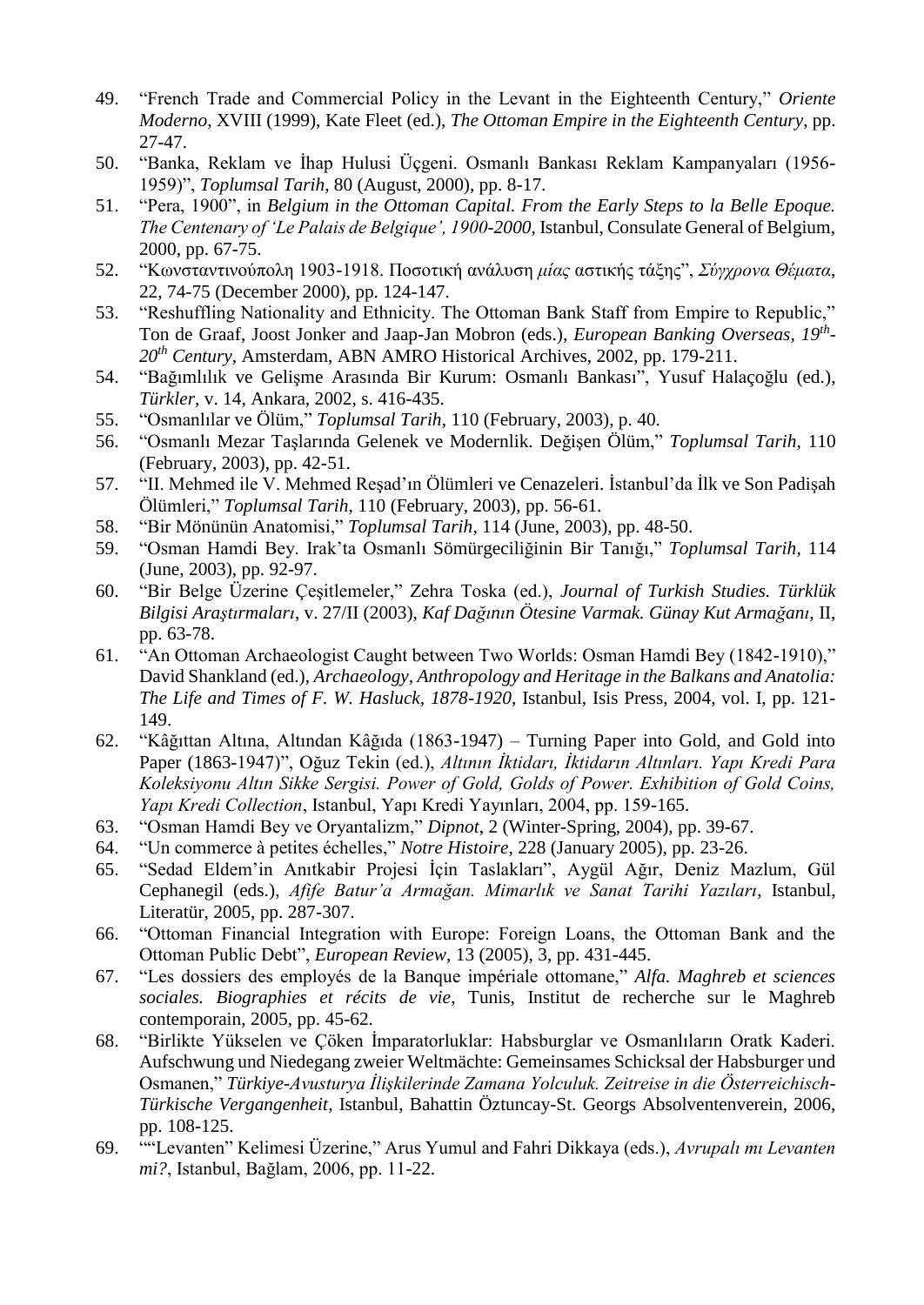49. "French Trade and Commercial Policy in the Levant in the Eighteenth Century," *Oriente Moderno*, XVIII (1999), Kate Fleet (ed.), *The Ottoman Empire in the Eighteenth Century*, pp. 27-47.
50. "Banka, Reklam ve İhap Hulusi Üçgeni. Osmanlı Bankası Reklam Kampanyaları (1956-1959)", *Toplumsal Tarih*, 80 (August, 2000), pp. 8-17.
51. "Pera, 1900", in *Belgium in the Ottoman Capital. From the Early Steps to la Belle Epoque. The Centenary of 'Le Palais de Belgique', 1900-2000*, Istanbul, Consulate General of Belgium, 2000, pp. 67-75.
52. "Κωνσταντινούπολη 1903-1918. Ποσοτική ανάλυση *μίας* αστικής τάξης", *Σύγχρονα Θέματα*, 22, 74-75 (December 2000), pp. 124-147.
53. "Reshuffling Nationality and Ethnicity. The Ottoman Bank Staff from Empire to Republic," Ton de Graaf, Joost Jonker and Jaap-Jan Mobron (eds.), *European Banking Overseas, 19th-20th Century*, Amsterdam, ABN AMRO Historical Archives, 2002, pp. 179-211.
54. "Bağımlılık ve Gelişme Arasında Bir Kurum: Osmanlı Bankası", Yusuf Halaçoğlu (ed.), *Türkler*, v. 14, Ankara, 2002, s. 416-435.
55. "Osmanlılar ve Ölüm," *Toplumsal Tarih*, 110 (February, 2003), p. 40.
56. "Osmanlı Mezar Taşlarında Gelenek ve Modernlik. Değişen Ölüm," *Toplumsal Tarih*, 110 (February, 2003), pp. 42-51.
57. "II. Mehmed ile V. Mehmed Reşad'ın Ölümleri ve Cenazeleri. İstanbul'da İlk ve Son Padişah Ölümleri," *Toplumsal Tarih*, 110 (February, 2003), pp. 56-61.
58. "Bir Mönünün Anatomisi," *Toplumsal Tarih*, 114 (June, 2003), pp. 48-50.
59. "Osman Hamdi Bey. Irak'ta Osmanlı Sömürgeciliğinin Bir Tanığı," *Toplumsal Tarih*, 114 (June, 2003), pp. 92-97.
60. "Bir Belge Üzerine Çeşitlemeler," Zehra Toska (ed.), *Journal of Turkish Studies. Türklük Bilgisi Araştırmaları*, v. 27/II (2003), *Kaf Dağının Ötesine Varmak. Günay Kut Armağanı*, II, pp. 63-78.
61. "An Ottoman Archaeologist Caught between Two Worlds: Osman Hamdi Bey (1842-1910)," David Shankland (ed.), *Archaeology, Anthropology and Heritage in the Balkans and Anatolia: The Life and Times of F. W. Hasluck, 1878-1920*, Istanbul, Isis Press, 2004, vol. I, pp. 121-149.
62. "Kâğıttan Altına, Altından Kâğıda (1863-1947) – Turning Paper into Gold, and Gold into Paper (1863-1947)", Oğuz Tekin (ed.), *Altının İktidarı, İktidarın Altınları. Yapı Kredi Para Koleksiyonu Altın Sikke Sergisi. Power of Gold, Golds of Power. Exhibition of Gold Coins, Yapı Kredi Collection*, Istanbul, Yapı Kredi Yayınları, 2004, pp. 159-165.
63. "Osman Hamdi Bey ve Oryantalizm," *Dipnot*, 2 (Winter-Spring, 2004), pp. 39-67.
64. "Un commerce à petites échelles," *Notre Histoire*, 228 (January 2005), pp. 23-26.
65. "Sedad Eldem'in Anıtkabir Projesi İçin Taslakları", Aygül Ağır, Deniz Mazlum, Gül Cephanegil (eds.), *Afife Batur'a Armağan. Mimarlık ve Sanat Tarihi Yazıları*, Istanbul, Literatür, 2005, pp. 287-307.
66. "Ottoman Financial Integration with Europe: Foreign Loans, the Ottoman Bank and the Ottoman Public Debt", *European Review*, 13 (2005), 3, pp. 431-445.
67. "Les dossiers des employés de la Banque impériale ottomane," *Alfa. Maghreb et sciences sociales. Biographies et récits de vie*, Tunis, Institut de recherche sur le Maghreb contemporain, 2005, pp. 45-62.
68. "Birlikte Yükselen ve Çöken İmparatorluklar: Habsburglar ve Osmanlıların Oratk Kaderi. Aufschwung und Niedegang zweier Weltmächte: Gemeinsames Schicksal der Habsburger und Osmanen," *Türkiye-Avusturya İlişkilerinde Zamana Yolculuk. Zeitreise in die Österreichisch-Türkische Vergangenheit*, Istanbul, Bahattin Öztuncay-St. Georgs Absolventenverein, 2006, pp. 108-125.
69. ""Levanten" Kelimesi Üzerine," Arus Yumul and Fahri Dikkaya (eds.), *Avrupalı mı Levanten mi?*, Istanbul, Bağlam, 2006, pp. 11-22.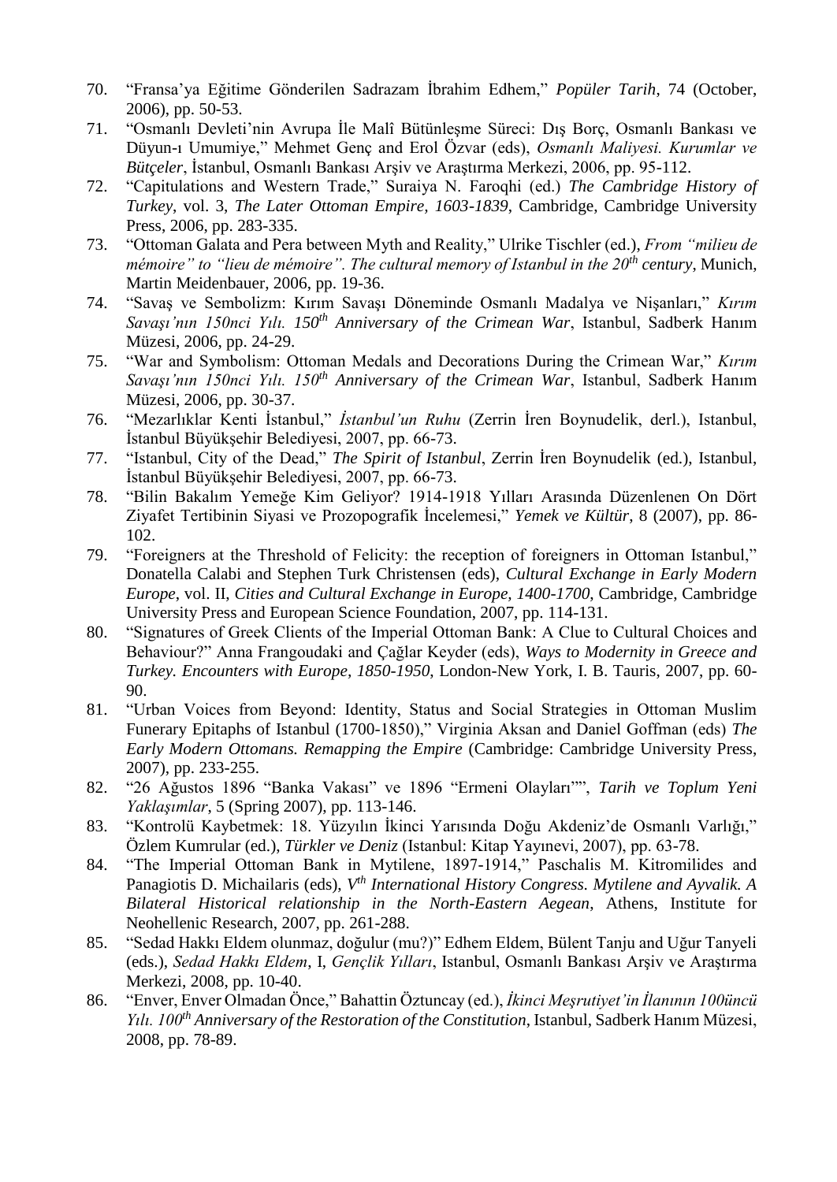70. "Fransa'ya Eğitime Gönderilen Sadrazam İbrahim Edhem," *Popüler Tarih*, 74 (October, 2006), pp. 50-53.
71. "Osmanlı Devleti'nin Avrupa İle Malî Bütünleşme Süreci: Dış Borç, Osmanlı Bankası ve Düyun-ı Umumiye," Mehmet Genç and Erol Özvar (eds), *Osmanlı Maliyesi. Kurumlar ve Bütçeler*, İstanbul, Osmanlı Bankası Arşiv ve Araştırma Merkezi, 2006, pp. 95-112.
72. "Capitulations and Western Trade," Suraiya N. Faroqhi (ed.) *The Cambridge History of Turkey*, vol. 3, *The Later Ottoman Empire, 1603-1839*, Cambridge, Cambridge University Press, 2006, pp. 283-335.
73. "Ottoman Galata and Pera between Myth and Reality," Ulrike Tischler (ed.), *From "milieu de mémoire" to "lieu de mémoire". The cultural memory of Istanbul in the 20th century*, Munich, Martin Meidenbauer, 2006, pp. 19-36.
74. "Savaş ve Sembolizm: Kırım Savaşı Döneminde Osmanlı Madalya ve Nişanları," *Kırım Savaşı'nın 150nci Yılı. 150th Anniversary of the Crimean War*, Istanbul, Sadberk Hanım Müzesi, 2006, pp. 24-29.
75. "War and Symbolism: Ottoman Medals and Decorations During the Crimean War," *Kırım Savaşı'nın 150nci Yılı. 150th Anniversary of the Crimean War*, Istanbul, Sadberk Hanım Müzesi, 2006, pp. 30-37.
76. "Mezarlıklar Kenti İstanbul," *İstanbul'un Ruhu* (Zerrin İren Boynudelik, derl.), Istanbul, İstanbul Büyükşehir Belediyesi, 2007, pp. 66-73.
77. "Istanbul, City of the Dead," *The Spirit of Istanbul*, Zerrin İren Boynudelik (ed.), Istanbul, İstanbul Büyükşehir Belediyesi, 2007, pp. 66-73.
78. "Bilin Bakalım Yemeğe Kim Geliyor? 1914-1918 Yılları Arasında Düzenlenen On Dört Ziyafet Tertibinin Siyasi ve Prozopografik İncelemesi," *Yemek ve Kültür*, 8 (2007), pp. 86-102.
79. "Foreigners at the Threshold of Felicity: the reception of foreigners in Ottoman Istanbul," Donatella Calabi and Stephen Turk Christensen (eds), *Cultural Exchange in Early Modern Europe*, vol. II, *Cities and Cultural Exchange in Europe, 1400-1700*, Cambridge, Cambridge University Press and European Science Foundation, 2007, pp. 114-131.
80. "Signatures of Greek Clients of the Imperial Ottoman Bank: A Clue to Cultural Choices and Behaviour?" Anna Frangoudaki and Çağlar Keyder (eds), *Ways to Modernity in Greece and Turkey. Encounters with Europe, 1850-1950*, London-New York, I. B. Tauris, 2007, pp. 60-90.
81. "Urban Voices from Beyond: Identity, Status and Social Strategies in Ottoman Muslim Funerary Epitaphs of Istanbul (1700-1850)," Virginia Aksan and Daniel Goffman (eds) *The Early Modern Ottomans. Remapping the Empire* (Cambridge: Cambridge University Press, 2007), pp. 233-255.
82. "26 Ağustos 1896 "Banka Vakası" ve 1896 "Ermeni Olayları"", *Tarih ve Toplum Yeni Yaklaşımlar*, 5 (Spring 2007), pp. 113-146.
83. "Kontrolü Kaybetmek: 18. Yüzyılın İkinci Yarısında Doğu Akdeniz'de Osmanlı Varlığı," Özlem Kumrular (ed.), *Türkler ve Deniz* (Istanbul: Kitap Yayınevi, 2007), pp. 63-78.
84. "The Imperial Ottoman Bank in Mytilene, 1897-1914," Paschalis M. Kitromilides and Panagiotis D. Michailaris (eds), *Vth International History Congress. Mytilene and Ayvalik. A Bilateral Historical relationship in the North-Eastern Aegean*, Athens, Institute for Neohellenic Research, 2007, pp. 261-288.
85. "Sedad Hakkı Eldem olunmaz, doğulur (mu?)" Edhem Eldem, Bülent Tanju and Uğur Tanyeli (eds.), *Sedad Hakkı Eldem*, I, *Gençlik Yılları*, Istanbul, Osmanlı Bankası Arşiv ve Araştırma Merkezi, 2008, pp. 10-40.
86. "Enver, Enver Olmadan Önce," Bahattin Öztuncay (ed.), *İkinci Meşrutiyet'in İlanının 100üncü Yılı. 100th Anniversary of the Restoration of the Constitution*, Istanbul, Sadberk Hanım Müzesi, 2008, pp. 78-89.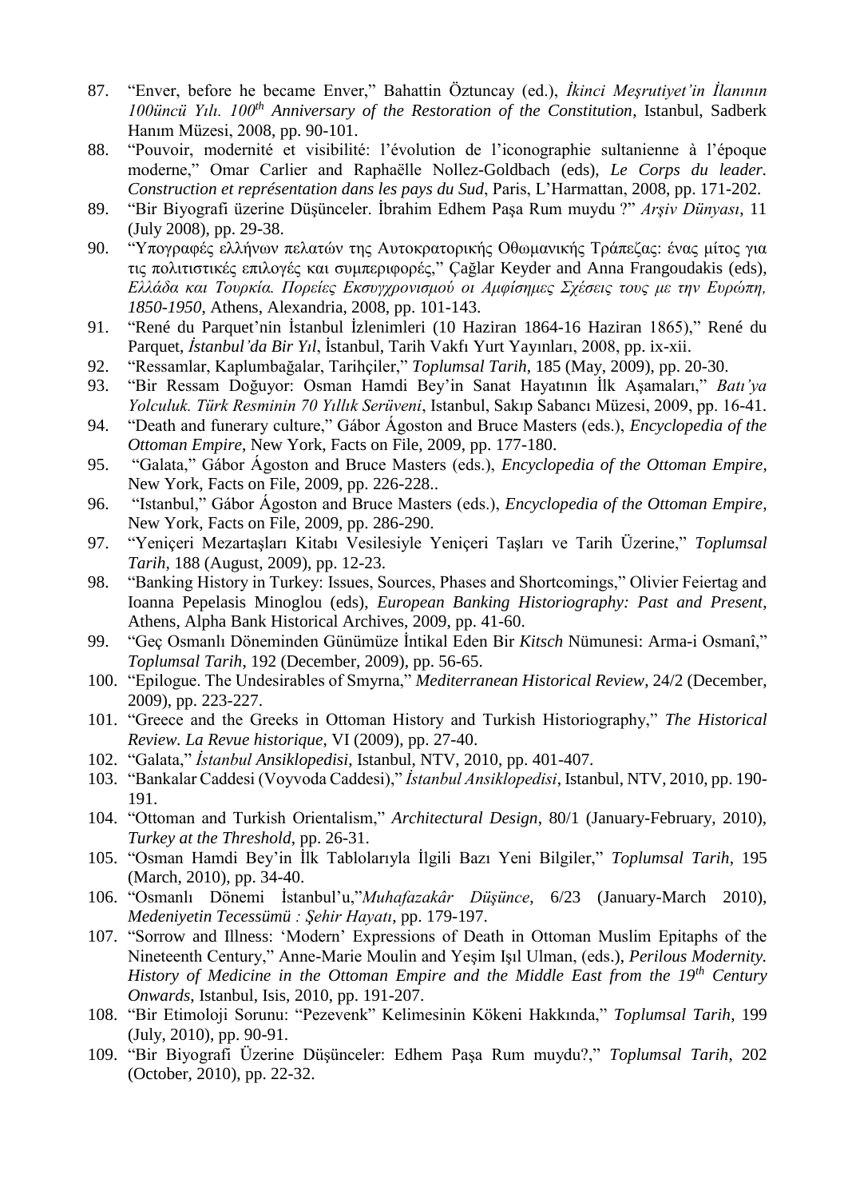87. "Enver, before he became Enver," Bahattin Öztuncay (ed.), *İkinci Meşrutiyet'in İlanının 100üncü Yılı. 100th Anniversary of the Restoration of the Constitution*, Istanbul, Sadberk Hanım Müzesi, 2008, pp. 90-101.
88. "Pouvoir, modernité et visibilité: l'évolution de l'iconographie sultanienne à l'époque moderne," Omar Carlier and Raphaëlle Nollez-Goldbach (eds), *Le Corps du leader. Construction et représentation dans les pays du Sud*, Paris, L'Harmattan, 2008, pp. 171-202.
89. "Bir Biyografi üzerine Düşünceler. İbrahim Edhem Paşa Rum muydu ?" *Arşiv Dünyası*, 11 (July 2008), pp. 29-38.
90. "Υπογραφές ελλήνων πελατών της Αυτοκρατορικής Οθωμανικής Τράπεζας: ένας μίτος για τις πολιτιστικές επιλογές και συμπεριφορές," Çağlar Keyder and Anna Frangoudakis (eds), *Ελλάδα και Τουρκία. Πορείες Εκσυγχρονισμού οι Αμφίσημες Σχέσεις τους με την Ευρώπη, 1850-1950*, Athens, Alexandria, 2008, pp. 101-143.
91. "René du Parquet'nin İstanbul İzlenimleri (10 Haziran 1864-16 Haziran 1865)," René du Parquet, *İstanbul'da Bir Yıl*, İstanbul, Tarih Vakfı Yurt Yayınları, 2008, pp. ix-xii.
92. "Ressamlar, Kaplumbağalar, Tarihçiler," *Toplumsal Tarih*, 185 (May, 2009), pp. 20-30.
93. "Bir Ressam Doğuyor: Osman Hamdi Bey'in Sanat Hayatının İlk Aşamaları," *Batı'ya Yolculuk. Türk Resminin 70 Yıllık Serüveni*, Istanbul, Sakıp Sabancı Müzesi, 2009, pp. 16-41.
94. "Death and funerary culture," Gábor Ágoston and Bruce Masters (eds.), *Encyclopedia of the Ottoman Empire*, New York, Facts on File, 2009, pp. 177-180.
95. "Galata," Gábor Ágoston and Bruce Masters (eds.), *Encyclopedia of the Ottoman Empire*, New York, Facts on File, 2009, pp. 226-228..
96. "Istanbul," Gábor Ágoston and Bruce Masters (eds.), *Encyclopedia of the Ottoman Empire*, New York, Facts on File, 2009, pp. 286-290.
97. "Yeniçeri Mezartaşları Kitabı Vesilesiyle Yeniçeri Taşları ve Tarih Üzerine," *Toplumsal Tarih*, 188 (August, 2009), pp. 12-23.
98. "Banking History in Turkey: Issues, Sources, Phases and Shortcomings," Olivier Feiertag and Ioanna Pepelasis Minoglou (eds), *European Banking Historiography: Past and Present*, Athens, Alpha Bank Historical Archives, 2009, pp. 41-60.
99. "Geç Osmanlı Döneminden Günümüze İntikal Eden Bir *Kitsch* Nümunesi: Arma-i Osmanî," *Toplumsal Tarih*, 192 (December, 2009), pp. 56-65.
100. "Epilogue. The Undesirables of Smyrna," *Mediterranean Historical Review*, 24/2 (December, 2009), pp. 223-227.
101. "Greece and the Greeks in Ottoman History and Turkish Historiography," *The Historical Review. La Revue historique*, VI (2009), pp. 27-40.
102. "Galata," *İstanbul Ansiklopedisi*, Istanbul, NTV, 2010, pp. 401-407.
103. "Bankalar Caddesi (Voyvoda Caddesi)," *İstanbul Ansiklopedisi*, Istanbul, NTV, 2010, pp. 190-191.
104. "Ottoman and Turkish Orientalism," *Architectural Design*, 80/1 (January-February, 2010), *Turkey at the Threshold*, pp. 26-31.
105. "Osman Hamdi Bey'in İlk Tablolarıyla İlgili Bazı Yeni Bilgiler," *Toplumsal Tarih*, 195 (March, 2010), pp. 34-40.
106. "Osmanlı Dönemi İstanbul'u,"*Muhafazakâr Düşünce*, 6/23 (January-March 2010), *Medeniyetin Tecessümü : Şehir Hayatı*, pp. 179-197.
107. "Sorrow and Illness: 'Modern' Expressions of Death in Ottoman Muslim Epitaphs of the Nineteenth Century," Anne-Marie Moulin and Yeşim Işıl Ulman, (eds.), *Perilous Modernity. History of Medicine in the Ottoman Empire and the Middle East from the 19th Century Onwards*, Istanbul, Isis, 2010, pp. 191-207.
108. "Bir Etimoloji Sorunu: "Pezevenk" Kelimesinin Kökeni Hakkında," *Toplumsal Tarih*, 199 (July, 2010), pp. 90-91.
109. "Bir Biyografi Üzerine Düşünceler: Edhem Paşa Rum muydu?," *Toplumsal Tarih*, 202 (October, 2010), pp. 22-32.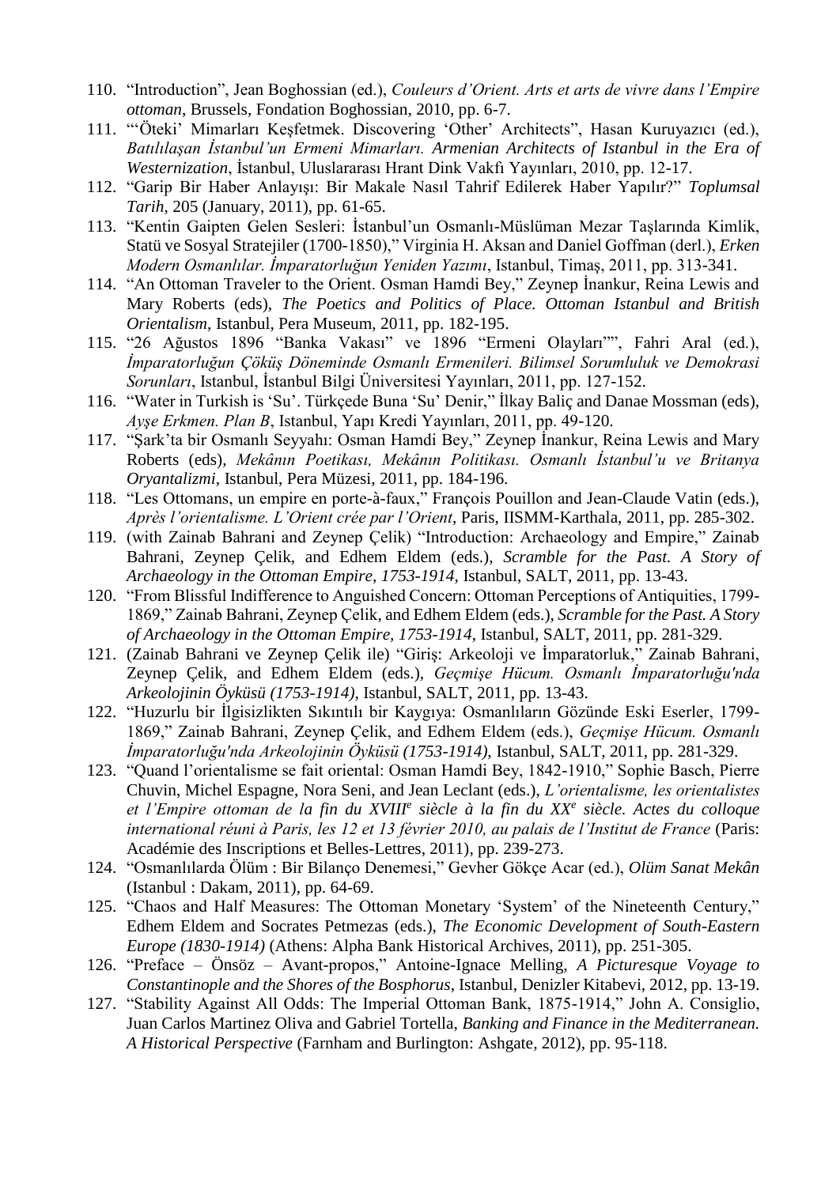110. "Introduction", Jean Boghossian (ed.), *Couleurs d'Orient. Arts et arts de vivre dans l'Empire ottoman*, Brussels, Fondation Boghossian, 2010, pp. 6-7.
111. "'Öteki' Mimarları Keşfetmek. Discovering 'Other' Architects", Hasan Kuruyazıcı (ed.), *Batılılaşan İstanbul'un Ermeni Mimarları. Armenian Architects of Istanbul in the Era of Westernization*, İstanbul, Uluslararası Hrant Dink Vakfı Yayınları, 2010, pp. 12-17.
112. "Garip Bir Haber Anlayışı: Bir Makale Nasıl Tahrif Edilerek Haber Yapılır?" *Toplumsal Tarih*, 205 (January, 2011), pp. 61-65.
113. "Kentin Gaipten Gelen Sesleri: İstanbul'un Osmanlı-Müslüman Mezar Taşlarında Kimlik, Statü ve Sosyal Stratejiler (1700-1850)," Virginia H. Aksan and Daniel Goffman (derl.), *Erken Modern Osmanlılar. İmparatorluğun Yeniden Yazımı*, Istanbul, Timaş, 2011, pp. 313-341.
114. "An Ottoman Traveler to the Orient. Osman Hamdi Bey," Zeynep İnankur, Reina Lewis and Mary Roberts (eds), *The Poetics and Politics of Place. Ottoman Istanbul and British Orientalism*, Istanbul, Pera Museum, 2011, pp. 182-195.
115. "26 Ağustos 1896 "Banka Vakası" ve 1896 "Ermeni Olayları"", Fahri Aral (ed.), *İmparatorluğun Çöküş Döneminde Osmanlı Ermenileri. Bilimsel Sorumluluk ve Demokrasi Sorunları*, Istanbul, İstanbul Bilgi Üniversitesi Yayınları, 2011, pp. 127-152.
116. "Water in Turkish is 'Su'. Türkçede Buna 'Su' Denir," İlkay Baliç and Danae Mossman (eds), *Ayşe Erkmen. Plan B*, Istanbul, Yapı Kredi Yayınları, 2011, pp. 49-120.
117. "Şark'ta bir Osmanlı Seyyahı: Osman Hamdi Bey," Zeynep İnankur, Reina Lewis and Mary Roberts (eds), *Mekânın Poetikası, Mekânın Politikası. Osmanlı İstanbul'u ve Britanya Oryantalizmi*, Istanbul, Pera Müzesi, 2011, pp. 184-196.
118. "Les Ottomans, un empire en porte-à-faux," François Pouillon and Jean-Claude Vatin (eds.), *Après l'orientalisme. L'Orient crée par l'Orient*, Paris, IISMM-Karthala, 2011, pp. 285-302.
119. (with Zainab Bahrani and Zeynep Çelik) "Introduction: Archaeology and Empire," Zainab Bahrani, Zeynep Çelik, and Edhem Eldem (eds.), *Scramble for the Past. A Story of Archaeology in the Ottoman Empire, 1753-1914*, Istanbul, SALT, 2011, pp. 13-43.
120. "From Blissful Indifference to Anguished Concern: Ottoman Perceptions of Antiquities, 1799-1869," Zainab Bahrani, Zeynep Çelik, and Edhem Eldem (eds.), *Scramble for the Past. A Story of Archaeology in the Ottoman Empire, 1753-1914*, Istanbul, SALT, 2011, pp. 281-329.
121. (Zainab Bahrani ve Zeynep Çelik ile) "Giriş: Arkeoloji ve İmparatorluk," Zainab Bahrani, Zeynep Çelik, and Edhem Eldem (eds.), *Geçmişe Hücum. Osmanlı İmparatorluğu'nda Arkeolojinin Öyküsü (1753-1914)*, Istanbul, SALT, 2011, pp. 13-43.
122. "Huzurlu bir İlgisizlikten Sıkıntılı bir Kaygıya: Osmanlıların Gözünde Eski Eserler, 1799-1869," Zainab Bahrani, Zeynep Çelik, and Edhem Eldem (eds.), *Geçmişe Hücum. Osmanlı İmparatorluğu'nda Arkeolojinin Öyküsü (1753-1914)*, Istanbul, SALT, 2011, pp. 281-329.
123. "Quand l'orientalisme se fait oriental: Osman Hamdi Bey, 1842-1910," Sophie Basch, Pierre Chuvin, Michel Espagne, Nora Seni, and Jean Leclant (eds.), *L'orientalisme, les orientalistes et l'Empire ottoman de la fin du XVIII^e siècle à la fin du XX^e siècle. Actes du colloque international réuni à Paris, les 12 et 13 février 2010, au palais de l'Institut de France* (Paris: Académie des Inscriptions et Belles-Lettres, 2011), pp. 239-273.
124. "Osmanlılarda Ölüm : Bir Bilanço Denemesi," Gevher Gökçe Acar (ed.), *Olüm Sanat Mekân* (Istanbul : Dakam, 2011), pp. 64-69.
125. "Chaos and Half Measures: The Ottoman Monetary 'System' of the Nineteenth Century," Edhem Eldem and Socrates Petmezas (eds.), *The Economic Development of South-Eastern Europe (1830-1914)* (Athens: Alpha Bank Historical Archives, 2011), pp. 251-305.
126. "Preface – Önsöz – Avant-propos," Antoine-Ignace Melling, *A Picturesque Voyage to Constantinople and the Shores of the Bosphorus*, Istanbul, Denizler Kitabevi, 2012, pp. 13-19.
127. "Stability Against All Odds: The Imperial Ottoman Bank, 1875-1914," John A. Consiglio, Juan Carlos Martinez Oliva and Gabriel Tortella, *Banking and Finance in the Mediterranean. A Historical Perspective* (Farnham and Burlington: Ashgate, 2012), pp. 95-118.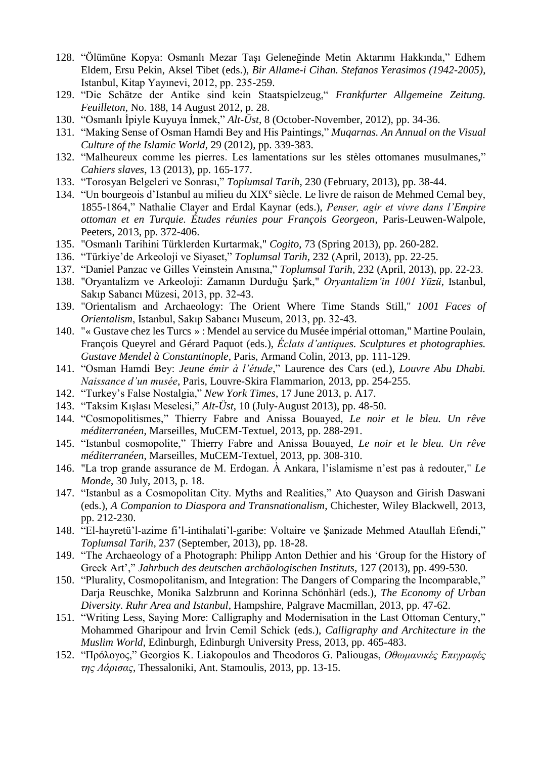128. "Ölümüne Kopya: Osmanlı Mezar Taşı Geleneğinde Metin Aktarımı Hakkında," Edhem Eldem, Ersu Pekin, Aksel Tibet (eds.), *Bir Allame-i Cihan. Stefanos Yerasimos (1942-2005)*, Istanbul, Kitap Yayınevi, 2012, pp. 235-259.
129. "Die Schätze der Antike sind kein Staatspielzeug," *Frankfurter Allgemeine Zeitung. Feuilleton*, No. 188, 14 August 2012, p. 28.
130. "Osmanlı İpiyle Kuyuya İnmek," *Alt-Üst*, 8 (October-November, 2012), pp. 34-36.
131. "Making Sense of Osman Hamdi Bey and His Paintings," *Muqarnas. An Annual on the Visual Culture of the Islamic World*, 29 (2012), pp. 339-383.
132. "Malheureux comme les pierres. Les lamentations sur les stèles ottomanes musulmanes," *Cahiers slaves*, 13 (2013), pp. 165-177.
133. "Torosyan Belgeleri ve Sonrası," *Toplumsal Tarih*, 230 (February, 2013), pp. 38-44.
134. "Un bourgeois d'Istanbul au milieu du XIX[e] siècle. Le livre de raison de Mehmed Cemal bey, 1855-1864," Nathalie Clayer and Erdal Kaynar (eds.), *Penser, agir et vivre dans l'Empire ottoman et en Turquie. Études réunies pour François Georgeon*, Paris-Leuwen-Walpole, Peeters, 2013, pp. 372-406.
135. "Osmanlı Tarihini Türklerden Kurtarmak," *Cogito*, 73 (Spring 2013), pp. 260-282.
136. "Türkiye'de Arkeoloji ve Siyaset," *Toplumsal Tarih*, 232 (April, 2013), pp. 22-25.
137. "Daniel Panzac ve Gilles Veinstein Anısına," *Toplumsal Tarih*, 232 (April, 2013), pp. 22-23.
138. "Oryantalizm ve Arkeoloji: Zamanın Durduğu Şark," *Oryantalizm'in 1001 Yüzü*, Istanbul, Sakıp Sabancı Müzesi, 2013, pp. 32-43.
139. "Orientalism and Archaeology: The Orient Where Time Stands Still," *1001 Faces of Orientalism*, Istanbul, Sakıp Sabancı Museum, 2013, pp. 32-43.
140. "« Gustave chez les Turcs » : Mendel au service du Musée impérial ottoman," Martine Poulain, François Queyrel and Gérard Paquot (eds.), *Éclats d'antiques. Sculptures et photographies. Gustave Mendel à Constantinople*, Paris, Armand Colin, 2013, pp. 111-129.
141. "Osman Hamdi Bey: *Jeune émir à l'étude*," Laurence des Cars (ed.), *Louvre Abu Dhabi. Naissance d'un musée*, Paris, Louvre-Skira Flammarion, 2013, pp. 254-255.
142. "Turkey's False Nostalgia," *New York Times*, 17 June 2013, p. A17.
143. "Taksim Kışlası Meselesi," *Alt-Üst*, 10 (July-August 2013), pp. 48-50.
144. "Cosmopolitismes," Thierry Fabre and Anissa Bouayed, *Le noir et le bleu. Un rêve méditerranéen*, Marseilles, MuCEM-Textuel, 2013, pp. 288-291.
145. "Istanbul cosmopolite," Thierry Fabre and Anissa Bouayed, *Le noir et le bleu. Un rêve méditerranéen*, Marseilles, MuCEM-Textuel, 2013, pp. 308-310.
146. "La trop grande assurance de M. Erdogan. À Ankara, l'islamisme n'est pas à redouter," *Le Monde*, 30 July, 2013, p. 18.
147. "Istanbul as a Cosmopolitan City. Myths and Realities," Ato Quayson and Girish Daswani (eds.), *A Companion to Diaspora and Transnationalism*, Chichester, Wiley Blackwell, 2013, pp. 212-230.
148. "El-hayretü'l-azime fi'l-intihalati'l-garibe: Voltaire ve Şanizade Mehmed Ataullah Efendi," *Toplumsal Tarih*, 237 (September, 2013), pp. 18-28.
149. "The Archaeology of a Photograph: Philipp Anton Dethier and his 'Group for the History of Greek Art'," *Jahrbuch des deutschen archäologischen Instituts*, 127 (2013), pp. 499-530.
150. "Plurality, Cosmopolitanism, and Integration: The Dangers of Comparing the Incomparable," Darja Reuschke, Monika Salzbrunn and Korinna Schönhärl (eds.), *The Economy of Urban Diversity. Ruhr Area and Istanbul*, Hampshire, Palgrave Macmillan, 2013, pp. 47-62.
151. "Writing Less, Saying More: Calligraphy and Modernisation in the Last Ottoman Century," Mohammed Gharipour and İrvin Cemil Schick (eds.), *Calligraphy and Architecture in the Muslim World*, Edinburgh, Edinburgh University Press, 2013, pp. 465-483.
152. "Πρόλογος," Georgios K. Liakopoulos and Theodoros G. Paliougas, *Οθωμανικές Επιγραφές της Λάρισας*, Thessaloniki, Ant. Stamoulis, 2013, pp. 13-15.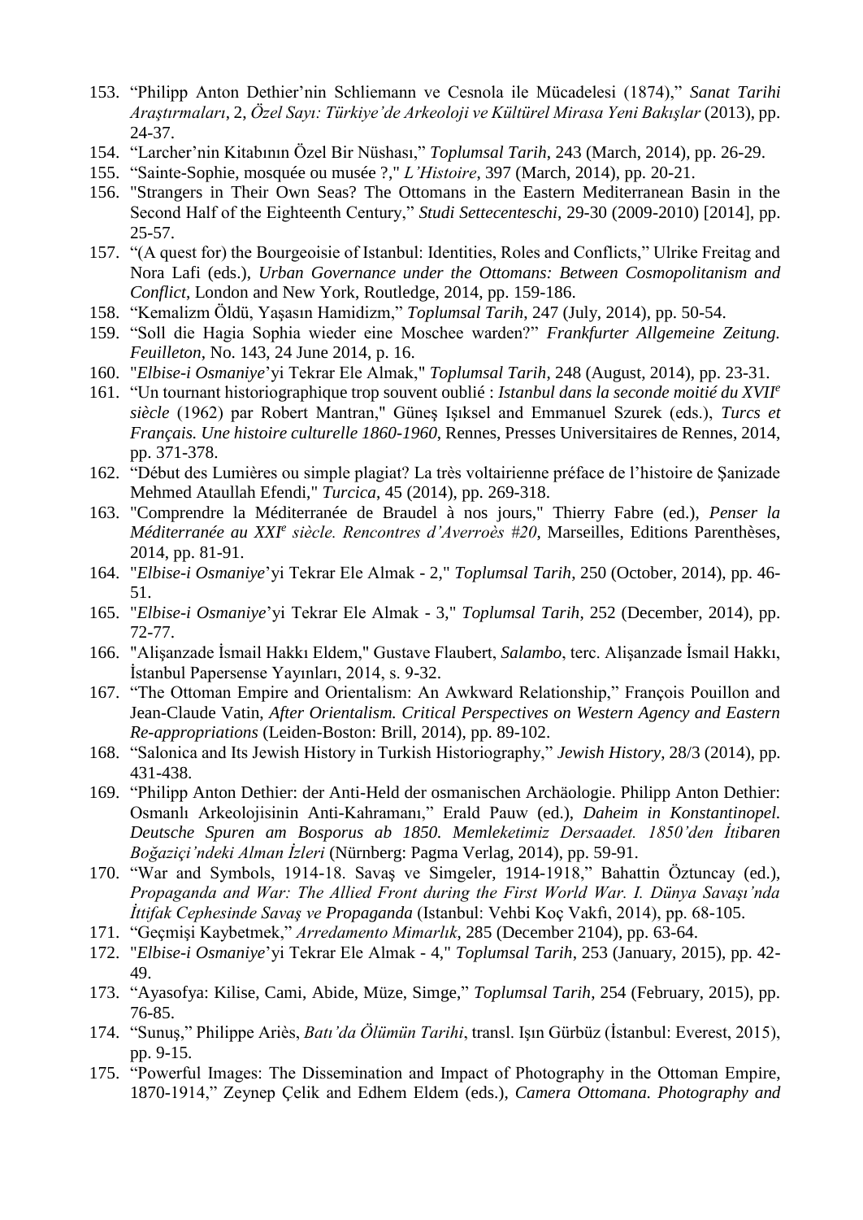153. "Philipp Anton Dethier'nin Schliemann ve Cesnola ile Mücadelesi (1874)," *Sanat Tarihi Araştırmaları*, 2, *Özel Sayı: Türkiye'de Arkeoloji ve Kültürel Mirasa Yeni Bakışlar* (2013), pp. 24-37.
154. "Larcher'nin Kitabının Özel Bir Nüshası," *Toplumsal Tarih*, 243 (March, 2014), pp. 26-29.
155. "Sainte-Sophie, mosquée ou musée ?," *L'Histoire*, 397 (March, 2014), pp. 20-21.
156. "Strangers in Their Own Seas? The Ottomans in the Eastern Mediterranean Basin in the Second Half of the Eighteenth Century," *Studi Settecenteschi*, 29-30 (2009-2010) [2014], pp. 25-57.
157. "(A quest for) the Bourgeoisie of Istanbul: Identities, Roles and Conflicts," Ulrike Freitag and Nora Lafi (eds.), *Urban Governance under the Ottomans: Between Cosmopolitanism and Conflict*, London and New York, Routledge, 2014, pp. 159-186.
158. "Kemalizm Öldü, Yaşasın Hamidizm," *Toplumsal Tarih*, 247 (July, 2014), pp. 50-54.
159. "Soll die Hagia Sophia wieder eine Moschee warden?" *Frankfurter Allgemeine Zeitung. Feuilleton*, No. 143, 24 June 2014, p. 16.
160. "*Elbise-i Osmaniye*'yi Tekrar Ele Almak," *Toplumsal Tarih*, 248 (August, 2014), pp. 23-31.
161. "Un tournant historiographique trop souvent oublié : *Istanbul dans la seconde moitié du XVII*e *siècle* (1962) par Robert Mantran," Güneş Işıksel and Emmanuel Szurek (eds.), *Turcs et Français. Une histoire culturelle 1860-1960*, Rennes, Presses Universitaires de Rennes, 2014, pp. 371-378.
162. "Début des Lumières ou simple plagiat? La très voltairienne préface de l'histoire de Şanizade Mehmed Ataullah Efendi," *Turcica*, 45 (2014), pp. 269-318.
163. "Comprendre la Méditerranée de Braudel à nos jours," Thierry Fabre (ed.), *Penser la Méditerranée au XXI*e *siècle. Rencontres d'Averroès #20*, Marseilles, Editions Parenthèses, 2014, pp. 81-91.
164. "*Elbise-i Osmaniye*'yi Tekrar Ele Almak - 2," *Toplumsal Tarih*, 250 (October, 2014), pp. 46-51.
165. "*Elbise-i Osmaniye*'yi Tekrar Ele Almak - 3," *Toplumsal Tarih*, 252 (December, 2014), pp. 72-77.
166. "Alişanzade İsmail Hakkı Eldem," Gustave Flaubert, *Salambo*, terc. Alişanzade İsmail Hakkı, İstanbul Papersense Yayınları, 2014, s. 9-32.
167. "The Ottoman Empire and Orientalism: An Awkward Relationship," François Pouillon and Jean-Claude Vatin, *After Orientalism. Critical Perspectives on Western Agency and Eastern Re-appropriations* (Leiden-Boston: Brill, 2014), pp. 89-102.
168. "Salonica and Its Jewish History in Turkish Historiography," *Jewish History*, 28/3 (2014), pp. 431-438.
169. "Philipp Anton Dethier: der Anti-Held der osmanischen Archäologie. Philipp Anton Dethier: Osmanlı Arkeolojisinin Anti-Kahramanı," Erald Pauw (ed.), *Daheim in Konstantinopel. Deutsche Spuren am Bosporus ab 1850. Memleketimiz Dersaadet. 1850'den İtibaren Boğaziçi'ndeki Alman İzleri* (Nürnberg: Pagma Verlag, 2014), pp. 59-91.
170. "War and Symbols, 1914-18. Savaş ve Simgeler, 1914-1918," Bahattin Öztuncay (ed.), *Propaganda and War: The Allied Front during the First World War. I. Dünya Savaşı'nda İttifak Cephesinde Savaş ve Propaganda* (Istanbul: Vehbi Koç Vakfı, 2014), pp. 68-105.
171. "Geçmişi Kaybetmek," *Arredamento Mimarlık*, 285 (December 2104), pp. 63-64.
172. "*Elbise-i Osmaniye*'yi Tekrar Ele Almak - 4," *Toplumsal Tarih*, 253 (January, 2015), pp. 42-49.
173. "Ayasofya: Kilise, Cami, Abide, Müze, Simge," *Toplumsal Tarih*, 254 (February, 2015), pp. 76-85.
174. "Sunuş," Philippe Ariès, *Batı'da Ölümün Tarihi*, transl. Işın Gürbüz (İstanbul: Everest, 2015), pp. 9-15.
175. "Powerful Images: The Dissemination and Impact of Photography in the Ottoman Empire, 1870-1914," Zeynep Çelik and Edhem Eldem (eds.), *Camera Ottomana. Photography and*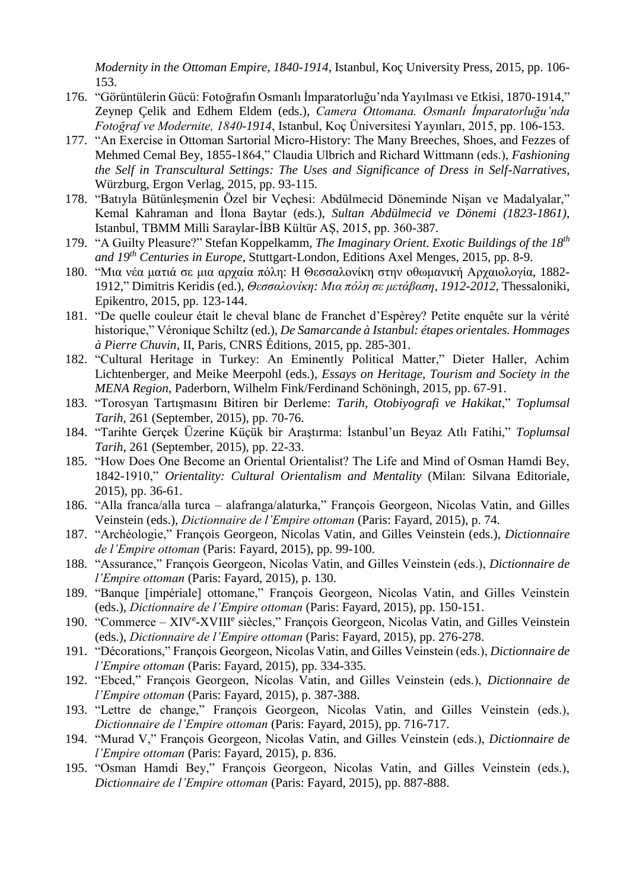*Modernity in the Ottoman Empire, 1840-1914*, Istanbul, Koç University Press, 2015, pp. 106-153.

176. "Görüntülerin Gücü: Fotoğrafın Osmanlı İmparatorluğu'nda Yayılması ve Etkisi, 1870-1914," Zeynep Çelik and Edhem Eldem (eds.), *Camera Ottomana. Osmanlı İmparatorluğu'nda Fotoğraf ve Modernite, 1840-1914*, Istanbul, Koç Üniversitesi Yayınları, 2015, pp. 106-153.
177. "An Exercise in Ottoman Sartorial Micro-History: The Many Breeches, Shoes, and Fezzes of Mehmed Cemal Bey, 1855-1864," Claudia Ulbrich and Richard Wittmann (eds.), *Fashioning the Self in Transcultural Settings: The Uses and Significance of Dress in Self-Narratives*, Würzburg, Ergon Verlag, 2015, pp. 93-115.
178. "Batıyla Bütünleşmenin Özel bir Veçhesi: Abdülmecid Döneminde Nişan ve Madalyalar," Kemal Kahraman and İlona Baytar (eds.), *Sultan Abdülmecid ve Dönemi (1823-1861)*, Istanbul, TBMM Milli Saraylar-İBB Kültür AŞ, 2015, pp. 360-387.
179. "A Guilty Pleasure?" Stefan Koppelkamm, *The Imaginary Orient. Exotic Buildings of the 18th and 19th Centuries in Europe*, Stuttgart-London, Editions Axel Menges, 2015, pp. 8-9.
180. "Μια νέα ματιά σε μια αρχαία πόλη: Η Θεσσαλονίκη στην οθωμανική Αρχαιολογία, 1882-1912," Dimitris Keridis (ed.), *Θεσσαλονίκη: Μια πόλη σε μετάβαση, 1912-2012*, Thessaloniki, Epikentro, 2015, pp. 123-144.
181. "De quelle couleur était le cheval blanc de Franchet d'Espèrey? Petite enquête sur la vérité historique," Véronique Schiltz (ed.), *De Samarcande à Istanbul: étapes orientales. Hommages à Pierre Chuvin*, II, Paris, CNRS Éditions, 2015, pp. 285-301.
182. "Cultural Heritage in Turkey: An Eminently Political Matter," Dieter Haller, Achim Lichtenberger, and Meike Meerpohl (eds.), *Essays on Heritage, Tourism and Society in the MENA Region*, Paderborn, Wilhelm Fink/Ferdinand Schöningh, 2015, pp. 67-91.
183. "Torosyan Tartışmasını Bitiren bir Derleme: *Tarih, Otobiyografi ve Hakikat*," *Toplumsal Tarih*, 261 (September, 2015), pp. 70-76.
184. "Tarihte Gerçek Üzerine Küçük bir Araştırma: İstanbul'un Beyaz Atlı Fatihi," *Toplumsal Tarih*, 261 (September, 2015), pp. 22-33.
185. "How Does One Become an Oriental Orientalist? The Life and Mind of Osman Hamdi Bey, 1842-1910," *Orientality: Cultural Orientalism and Mentality* (Milan: Silvana Editoriale, 2015), pp. 36-61.
186. "Alla franca/alla turca – alafranga/alaturka," François Georgeon, Nicolas Vatin, and Gilles Veinstein (eds.), *Dictionnaire de l'Empire ottoman* (Paris: Fayard, 2015), p. 74.
187. "Archéologie," François Georgeon, Nicolas Vatin, and Gilles Veinstein (eds.), *Dictionnaire de l'Empire ottoman* (Paris: Fayard, 2015), pp. 99-100.
188. "Assurance," François Georgeon, Nicolas Vatin, and Gilles Veinstein (eds.), *Dictionnaire de l'Empire ottoman* (Paris: Fayard, 2015), p. 130.
189. "Banque [impériale] ottomane," François Georgeon, Nicolas Vatin, and Gilles Veinstein (eds.), *Dictionnaire de l'Empire ottoman* (Paris: Fayard, 2015), pp. 150-151.
190. "Commerce – XIVe-XVIIIe siècles," François Georgeon, Nicolas Vatin, and Gilles Veinstein (eds.), *Dictionnaire de l'Empire ottoman* (Paris: Fayard, 2015), pp. 276-278.
191. "Décorations," François Georgeon, Nicolas Vatin, and Gilles Veinstein (eds.), *Dictionnaire de l'Empire ottoman* (Paris: Fayard, 2015), pp. 334-335.
192. "Ebced," François Georgeon, Nicolas Vatin, and Gilles Veinstein (eds.), *Dictionnaire de l'Empire ottoman* (Paris: Fayard, 2015), p. 387-388.
193. "Lettre de change," François Georgeon, Nicolas Vatin, and Gilles Veinstein (eds.), *Dictionnaire de l'Empire ottoman* (Paris: Fayard, 2015), pp. 716-717.
194. "Murad V," François Georgeon, Nicolas Vatin, and Gilles Veinstein (eds.), *Dictionnaire de l'Empire ottoman* (Paris: Fayard, 2015), p. 836.
195. "Osman Hamdi Bey," François Georgeon, Nicolas Vatin, and Gilles Veinstein (eds.), *Dictionnaire de l'Empire ottoman* (Paris: Fayard, 2015), pp. 887-888.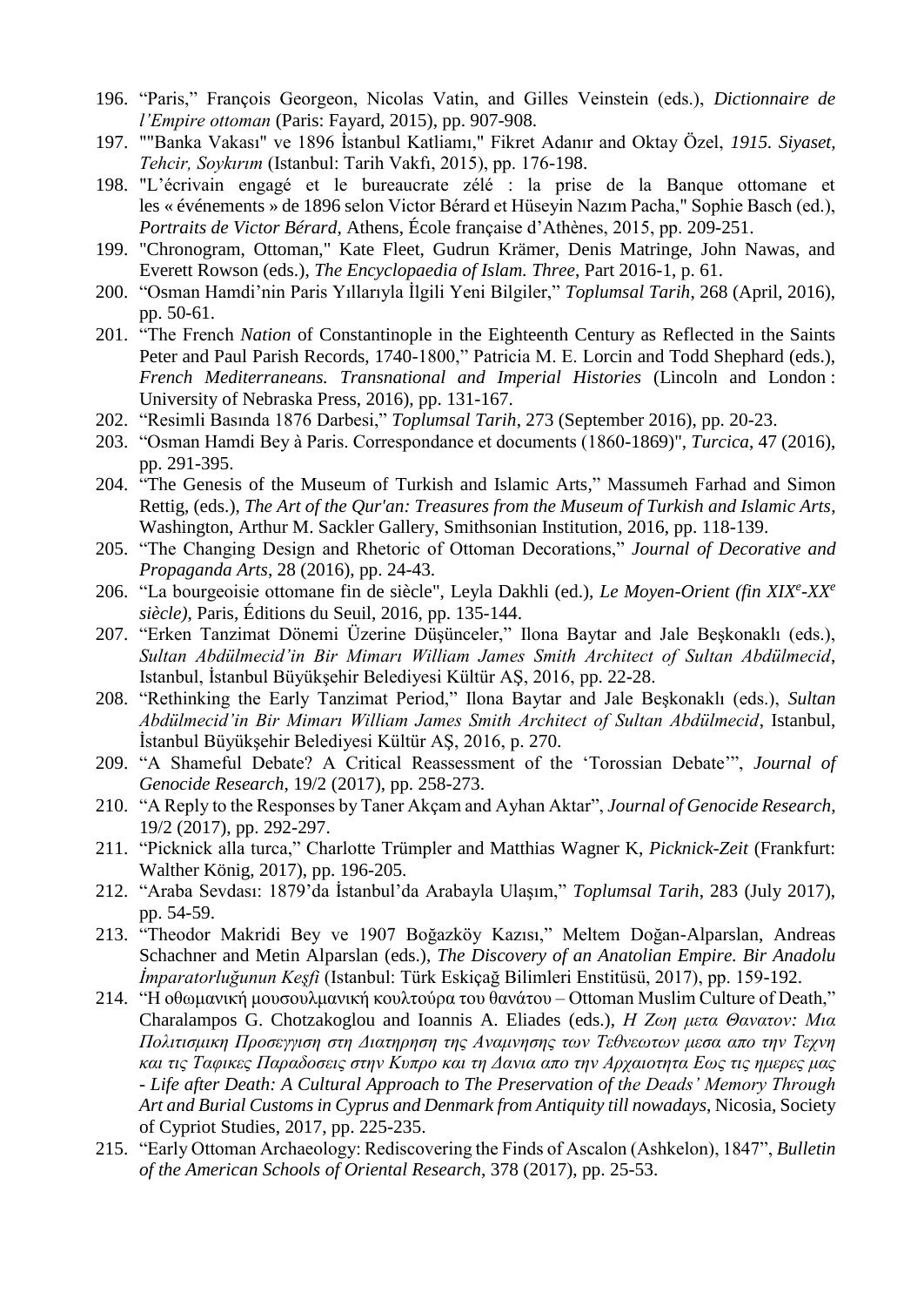196. “Paris,” François Georgeon, Nicolas Vatin, and Gilles Veinstein (eds.), *Dictionnaire de l’Empire ottoman* (Paris: Fayard, 2015), pp. 907-908.
197. ""Banka Vakası" ve 1896 İstanbul Katliamı," Fikret Adanır and Oktay Özel, *1915. Siyaset, Tehcir, Soykırım* (Istanbul: Tarih Vakfı, 2015), pp. 176-198.
198. "L’écrivain engagé et le bureaucrate zélé : la prise de la Banque ottomane et les « événements » de 1896 selon Victor Bérard et Hüseyin Nazım Pacha," Sophie Basch (ed.), *Portraits de Victor Bérard*, Athens, École française d’Athènes, 2015, pp. 209-251.
199. "Chronogram, Ottoman," Kate Fleet, Gudrun Krämer, Denis Matringe, John Nawas, and Everett Rowson (eds.), *The Encyclopaedia of Islam. Three*, Part 2016-1, p. 61.
200. “Osman Hamdi’nin Paris Yıllarıyla İlgili Yeni Bilgiler,” *Toplumsal Tarih*, 268 (April, 2016), pp. 50-61.
201. “The French *Nation* of Constantinople in the Eighteenth Century as Reflected in the Saints Peter and Paul Parish Records, 1740-1800,” Patricia M. E. Lorcin and Todd Shephard (eds.), *French Mediterraneans. Transnational and Imperial Histories* (Lincoln and London : University of Nebraska Press, 2016), pp. 131-167.
202. “Resimli Basında 1876 Darbesi,” *Toplumsal Tarih*, 273 (September 2016), pp. 20-23.
203. “Osman Hamdi Bey à Paris. Correspondance et documents (1860-1869)", *Turcica*, 47 (2016), pp. 291-395.
204. “The Genesis of the Museum of Turkish and Islamic Arts,” Massumeh Farhad and Simon Rettig, (eds.), *The Art of the Qur'an: Treasures from the Museum of Turkish and Islamic Arts*, Washington, Arthur M. Sackler Gallery, Smithsonian Institution, 2016, pp. 118-139.
205. “The Changing Design and Rhetoric of Ottoman Decorations,” *Journal of Decorative and Propaganda Arts*, 28 (2016), pp. 24-43.
206. “La bourgeoisie ottomane fin de siècle", Leyla Dakhli (ed.), *Le Moyen-Orient (fin XIX^e-XX^e siècle)*, Paris, Éditions du Seuil, 2016, pp. 135-144.
207. “Erken Tanzimat Dönemi Üzerine Düşünceler,” Ilona Baytar and Jale Beşkonaklı (eds.), *Sultan Abdülmecid’in Bir Mimarı William James Smith Architect of Sultan Abdülmecid*, Istanbul, İstanbul Büyükşehir Belediyesi Kültür AŞ, 2016, pp. 22-28.
208. “Rethinking the Early Tanzimat Period,” Ilona Baytar and Jale Beşkonaklı (eds.), *Sultan Abdülmecid’in Bir Mimarı William James Smith Architect of Sultan Abdülmecid*, Istanbul, İstanbul Büyükşehir Belediyesi Kültür AŞ, 2016, p. 270.
209. “A Shameful Debate? A Critical Reassessment of the ‘Torossian Debate’”, *Journal of Genocide Research*, 19/2 (2017), pp. 258-273.
210. “A Reply to the Responses by Taner Akçam and Ayhan Aktar”, *Journal of Genocide Research*, 19/2 (2017), pp. 292-297.
211. “Picknick alla turca,” Charlotte Trümpler and Matthias Wagner K, *Picknick-Zeit* (Frankfurt: Walther König, 2017), pp. 196-205.
212. “Araba Sevdası: 1879’da İstanbul’da Arabayla Ulaşım,” *Toplumsal Tarih*, 283 (July 2017), pp. 54-59.
213. “Theodor Makridi Bey ve 1907 Boğazköy Kazısı,” Meltem Doğan-Alparslan, Andreas Schachner and Metin Alparslan (eds.), *The Discovery of an Anatolian Empire. Bir Anadolu İmparatorluğunun Keşfi* (Istanbul: Türk Eskiçağ Bilimleri Enstitüsü, 2017), pp. 159-192.
214. “Η οθωμανική μουσουλμανική κουλτούρα του θανάτου – Ottoman Muslim Culture of Death,” Charalampos G. Chotzakoglou and Ioannis A. Eliades (eds.), *Η Ζωη μετα Θανατον: Μια Πολιτισμικη Προσεγγιση στη Διατηρηση της Αναμνησης των Τεθνεωτων μεσα απο την Τεχνη και τις Ταφικες Παραδοσεις στην Κυπρο και τη Δανια απο την Αρχαιοτητα Εως τις ημερες μας - Life after Death: A Cultural Approach to The Preservation of the Deads’ Memory Through Art and Burial Customs in Cyprus and Denmark from Antiquity till nowadays*, Nicosia, Society of Cypriot Studies, 2017, pp. 225-235.
215. “Early Ottoman Archaeology: Rediscovering the Finds of Ascalon (Ashkelon), 1847”, *Bulletin of the American Schools of Oriental Research*, 378 (2017), pp. 25-53.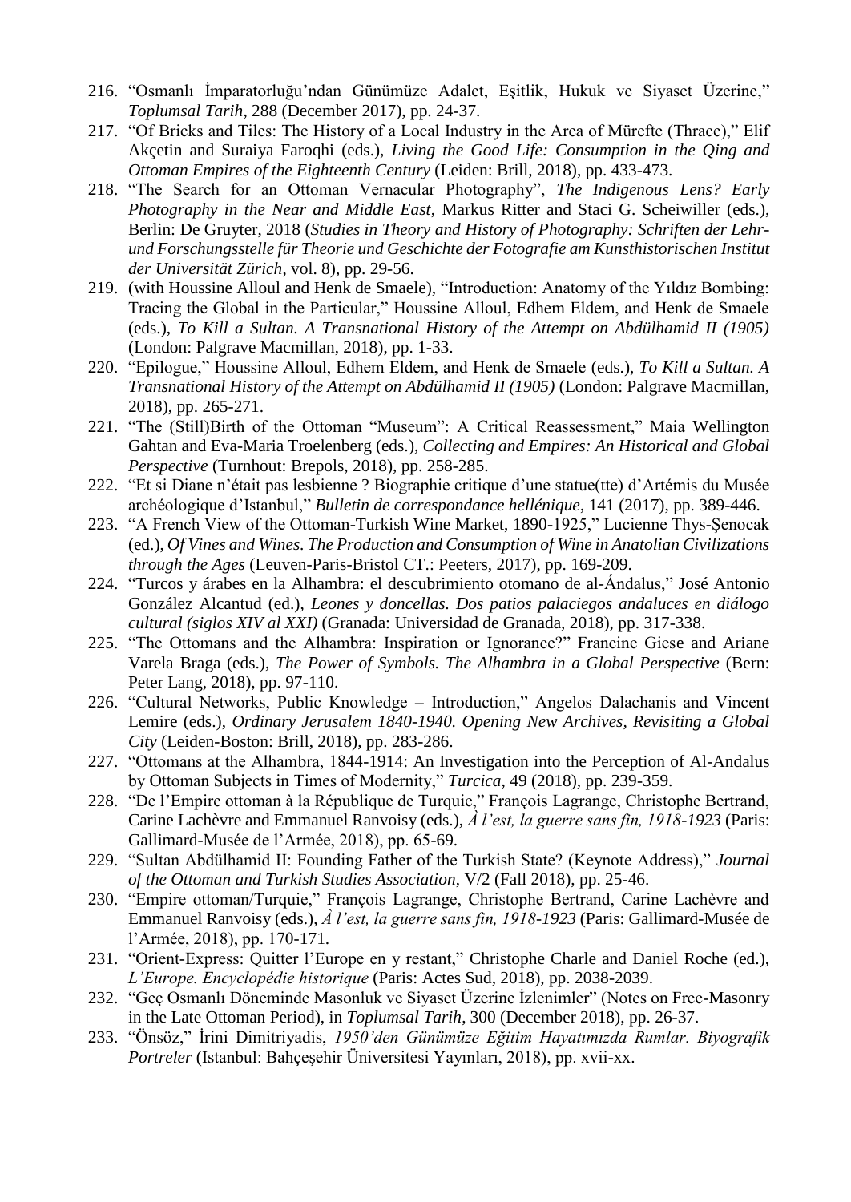216. "Osmanlı İmparatorluğu'ndan Günümüze Adalet, Eşitlik, Hukuk ve Siyaset Üzerine," *Toplumsal Tarih*, 288 (December 2017), pp. 24-37.
217. "Of Bricks and Tiles: The History of a Local Industry in the Area of Mürefte (Thrace)," Elif Akçetin and Suraiya Faroqhi (eds.), *Living the Good Life: Consumption in the Qing and Ottoman Empires of the Eighteenth Century* (Leiden: Brill, 2018), pp. 433-473.
218. "The Search for an Ottoman Vernacular Photography", *The Indigenous Lens? Early Photography in the Near and Middle East*, Markus Ritter and Staci G. Scheiwiller (eds.), Berlin: De Gruyter, 2018 (*Studies in Theory and History of Photography: Schriften der Lehr- und Forschungsstelle für Theorie und Geschichte der Fotografie am Kunsthistorischen Institut der Universität Zürich*, vol. 8), pp. 29-56.
219. (with Houssine Alloul and Henk de Smaele), "Introduction: Anatomy of the Yıldız Bombing: Tracing the Global in the Particular," Houssine Alloul, Edhem Eldem, and Henk de Smaele (eds.), *To Kill a Sultan. A Transnational History of the Attempt on Abdülhamid II (1905)* (London: Palgrave Macmillan, 2018), pp. 1-33.
220. "Epilogue," Houssine Alloul, Edhem Eldem, and Henk de Smaele (eds.), *To Kill a Sultan. A Transnational History of the Attempt on Abdülhamid II (1905)* (London: Palgrave Macmillan, 2018), pp. 265-271.
221. "The (Still)Birth of the Ottoman "Museum": A Critical Reassessment," Maia Wellington Gahtan and Eva-Maria Troelenberg (eds.), *Collecting and Empires: An Historical and Global Perspective* (Turnhout: Brepols, 2018), pp. 258-285.
222. "Et si Diane n'était pas lesbienne ? Biographie critique d'une statue(tte) d'Artémis du Musée archéologique d'Istanbul," *Bulletin de correspondance hellénique*, 141 (2017), pp. 389-446.
223. "A French View of the Ottoman-Turkish Wine Market, 1890-1925," Lucienne Thys-Şenocak (ed.), *Of Vines and Wines. The Production and Consumption of Wine in Anatolian Civilizations through the Ages* (Leuven-Paris-Bristol CT.: Peeters, 2017), pp. 169-209.
224. "Turcos y árabes en la Alhambra: el descubrimiento otomano de al-Ándalus," José Antonio González Alcantud (ed.), *Leones y doncellas. Dos patios palaciegos andaluces en diálogo cultural (siglos XIV al XXI)* (Granada: Universidad de Granada, 2018), pp. 317-338.
225. "The Ottomans and the Alhambra: Inspiration or Ignorance?" Francine Giese and Ariane Varela Braga (eds.), *The Power of Symbols. The Alhambra in a Global Perspective* (Bern: Peter Lang, 2018), pp. 97-110.
226. "Cultural Networks, Public Knowledge – Introduction," Angelos Dalachanis and Vincent Lemire (eds.), *Ordinary Jerusalem 1840-1940. Opening New Archives, Revisiting a Global City* (Leiden-Boston: Brill, 2018), pp. 283-286.
227. "Ottomans at the Alhambra, 1844-1914: An Investigation into the Perception of Al-Andalus by Ottoman Subjects in Times of Modernity," *Turcica*, 49 (2018), pp. 239-359.
228. "De l'Empire ottoman à la République de Turquie," François Lagrange, Christophe Bertrand, Carine Lachèvre and Emmanuel Ranvoisy (eds.), *À l'est, la guerre sans fin, 1918-1923* (Paris: Gallimard-Musée de l'Armée, 2018), pp. 65-69.
229. "Sultan Abdülhamid II: Founding Father of the Turkish State? (Keynote Address)," *Journal of the Ottoman and Turkish Studies Association*, V/2 (Fall 2018), pp. 25-46.
230. "Empire ottoman/Turquie," François Lagrange, Christophe Bertrand, Carine Lachèvre and Emmanuel Ranvoisy (eds.), *À l'est, la guerre sans fin, 1918-1923* (Paris: Gallimard-Musée de l'Armée, 2018), pp. 170-171.
231. "Orient-Express: Quitter l'Europe en y restant," Christophe Charle and Daniel Roche (ed.), *L'Europe. Encyclopédie historique* (Paris: Actes Sud, 2018), pp. 2038-2039.
232. "Geç Osmanlı Döneminde Masonluk ve Siyaset Üzerine İzlenimler" (Notes on Free-Masonry in the Late Ottoman Period), in *Toplumsal Tarih*, 300 (December 2018), pp. 26-37.
233. "Önsöz," İrini Dimitriyadis, *1950'den Günümüze Eğitim Hayatımızda Rumlar. Biyografik Portreler* (Istanbul: Bahçeşehir Üniversitesi Yayınları, 2018), pp. xvii-xx.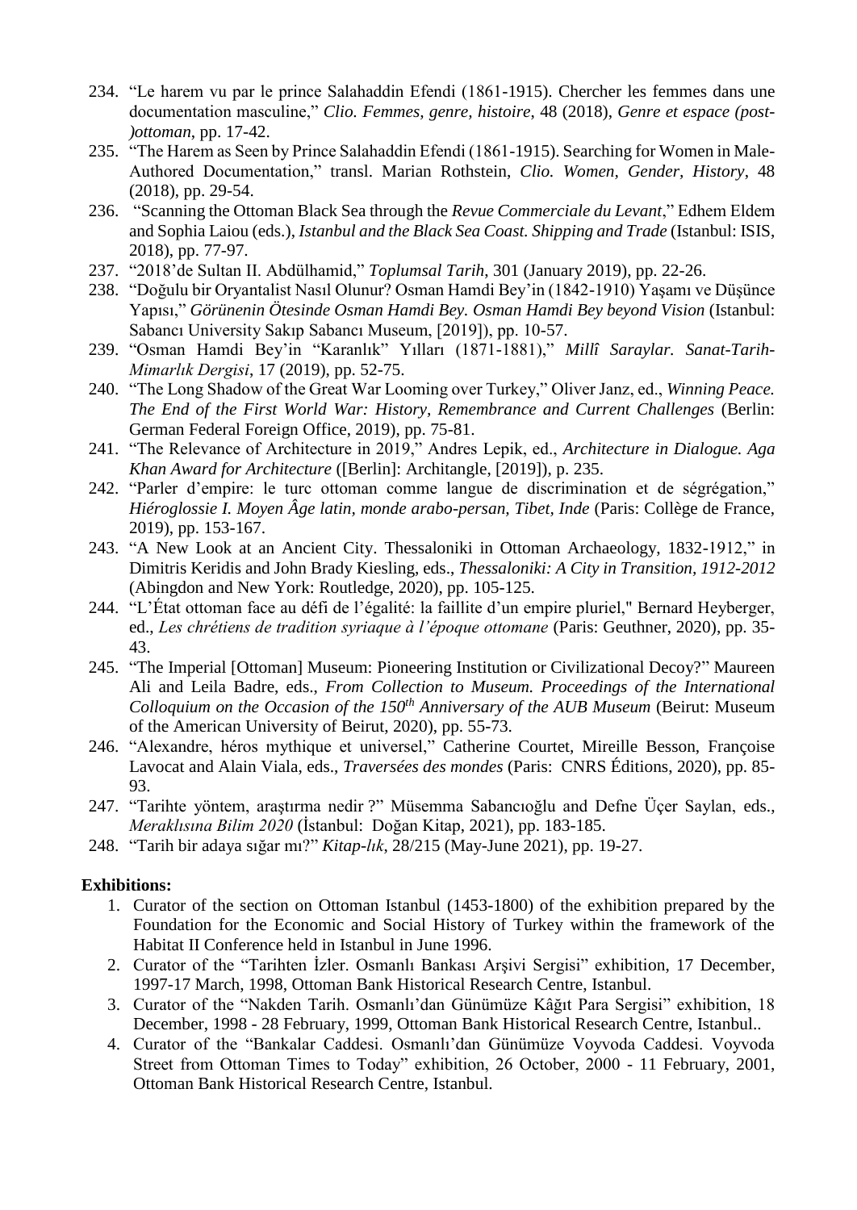234. "Le harem vu par le prince Salahaddin Efendi (1861-1915). Chercher les femmes dans une documentation masculine," *Clio. Femmes, genre, histoire*, 48 (2018), *Genre et espace (post-)ottoman*, pp. 17-42.
235. "The Harem as Seen by Prince Salahaddin Efendi (1861-1915). Searching for Women in Male-Authored Documentation," transl. Marian Rothstein, *Clio. Women, Gender, History*, 48 (2018), pp. 29-54.
236. "Scanning the Ottoman Black Sea through the *Revue Commerciale du Levant*," Edhem Eldem and Sophia Laiou (eds.), *Istanbul and the Black Sea Coast. Shipping and Trade* (Istanbul: ISIS, 2018), pp. 77-97.
237. "2018'de Sultan II. Abdülhamid," *Toplumsal Tarih*, 301 (January 2019), pp. 22-26.
238. "Doğulu bir Oryantalist Nasıl Olunur? Osman Hamdi Bey'in (1842-1910) Yaşamı ve Düşünce Yapısı," *Görünenin Ötesinde Osman Hamdi Bey. Osman Hamdi Bey beyond Vision* (Istanbul: Sabancı University Sakıp Sabancı Museum, [2019]), pp. 10-57.
239. "Osman Hamdi Bey'in "Karanlık" Yılları (1871-1881)," *Millî Saraylar. Sanat-Tarih-Mimarlık Dergisi*, 17 (2019), pp. 52-75.
240. "The Long Shadow of the Great War Looming over Turkey," Oliver Janz, ed., *Winning Peace. The End of the First World War: History, Remembrance and Current Challenges* (Berlin: German Federal Foreign Office, 2019), pp. 75-81.
241. "The Relevance of Architecture in 2019," Andres Lepik, ed., *Architecture in Dialogue. Aga Khan Award for Architecture* ([Berlin]: Architangle, [2019]), p. 235.
242. "Parler d'empire: le turc ottoman comme langue de discrimination et de ségrégation," *Hiéroglossie I. Moyen Âge latin, monde arabo-persan, Tibet, Inde* (Paris: Collège de France, 2019), pp. 153-167.
243. "A New Look at an Ancient City. Thessaloniki in Ottoman Archaeology, 1832-1912," in Dimitris Keridis and John Brady Kiesling, eds., *Thessaloniki: A City in Transition, 1912-2012* (Abingdon and New York: Routledge, 2020), pp. 105-125.
244. "L'État ottoman face au défi de l'égalité: la faillite d'un empire pluriel," Bernard Heyberger, ed., *Les chrétiens de tradition syriaque à l'époque ottomane* (Paris: Geuthner, 2020), pp. 35-43.
245. "The Imperial [Ottoman] Museum: Pioneering Institution or Civilizational Decoy?" Maureen Ali and Leila Badre, eds., *From Collection to Museum. Proceedings of the International Colloquium on the Occasion of the 150th Anniversary of the AUB Museum* (Beirut: Museum of the American University of Beirut, 2020), pp. 55-73.
246. "Alexandre, héros mythique et universel," Catherine Courtet, Mireille Besson, Françoise Lavocat and Alain Viala, eds., *Traversées des mondes* (Paris: CNRS Éditions, 2020), pp. 85-93.
247. "Tarihte yöntem, araştırma nedir ?" Müsemma Sabancıoğlu and Defne Üçer Saylan, eds., *Meraklısına Bilim 2020* (İstanbul: Doğan Kitap, 2021), pp. 183-185.
248. "Tarih bir adaya sığar mı?" *Kitap-lık*, 28/215 (May-June 2021), pp. 19-27.

**Exhibitions:**

1. Curator of the section on Ottoman Istanbul (1453-1800) of the exhibition prepared by the Foundation for the Economic and Social History of Turkey within the framework of the Habitat II Conference held in Istanbul in June 1996.
2. Curator of the "Tarihten İzler. Osmanlı Bankası Arşivi Sergisi" exhibition, 17 December, 1997-17 March, 1998, Ottoman Bank Historical Research Centre, Istanbul.
3. Curator of the "Nakden Tarih. Osmanlı'dan Günümüze Kâğıt Para Sergisi" exhibition, 18 December, 1998 - 28 February, 1999, Ottoman Bank Historical Research Centre, Istanbul..
4. Curator of the "Bankalar Caddesi. Osmanlı'dan Günümüze Voyvoda Caddesi. Voyvoda Street from Ottoman Times to Today" exhibition, 26 October, 2000 - 11 February, 2001, Ottoman Bank Historical Research Centre, Istanbul.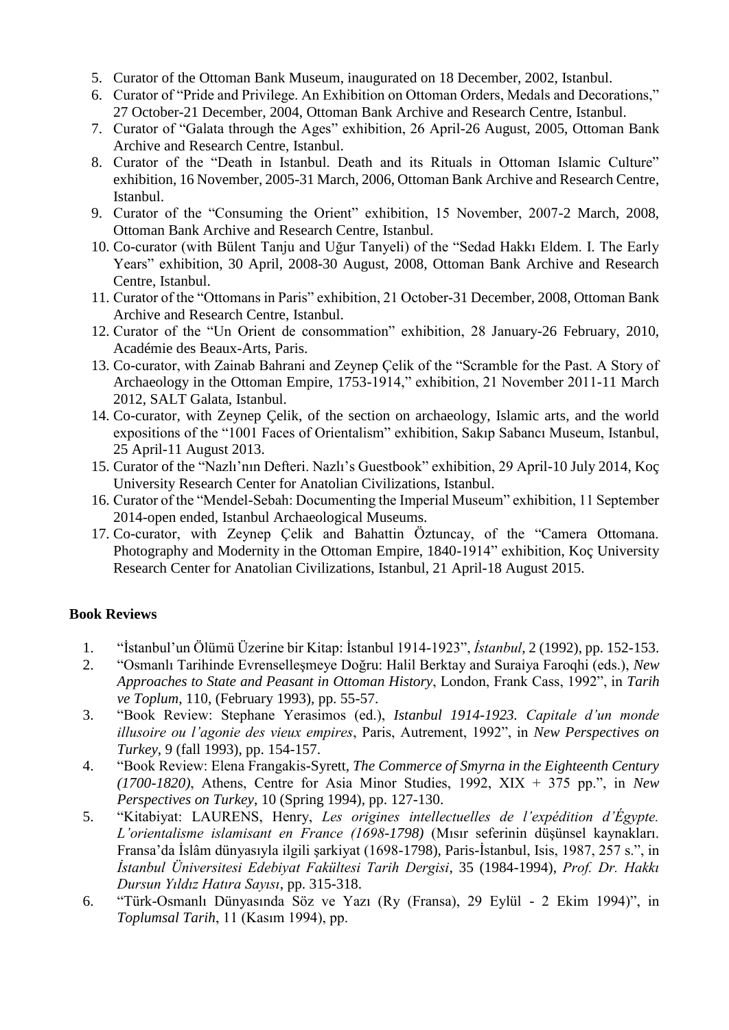5. Curator of the Ottoman Bank Museum, inaugurated on 18 December, 2002, Istanbul.
6. Curator of "Pride and Privilege. An Exhibition on Ottoman Orders, Medals and Decorations," 27 October-21 December, 2004, Ottoman Bank Archive and Research Centre, Istanbul.
7. Curator of "Galata through the Ages" exhibition, 26 April-26 August, 2005, Ottoman Bank Archive and Research Centre, Istanbul.
8. Curator of the "Death in Istanbul. Death and its Rituals in Ottoman Islamic Culture" exhibition, 16 November, 2005-31 March, 2006, Ottoman Bank Archive and Research Centre, Istanbul.
9. Curator of the "Consuming the Orient" exhibition, 15 November, 2007-2 March, 2008, Ottoman Bank Archive and Research Centre, Istanbul.
10. Co-curator (with Bülent Tanju and Uğur Tanyeli) of the "Sedad Hakkı Eldem. I. The Early Years" exhibition, 30 April, 2008-30 August, 2008, Ottoman Bank Archive and Research Centre, Istanbul.
11. Curator of the "Ottomans in Paris" exhibition, 21 October-31 December, 2008, Ottoman Bank Archive and Research Centre, Istanbul.
12. Curator of the "Un Orient de consommation" exhibition, 28 January-26 February, 2010, Académie des Beaux-Arts, Paris.
13. Co-curator, with Zainab Bahrani and Zeynep Çelik of the "Scramble for the Past. A Story of Archaeology in the Ottoman Empire, 1753-1914," exhibition, 21 November 2011-11 March 2012, SALT Galata, Istanbul.
14. Co-curator, with Zeynep Çelik, of the section on archaeology, Islamic arts, and the world expositions of the "1001 Faces of Orientalism" exhibition, Sakıp Sabancı Museum, Istanbul, 25 April-11 August 2013.
15. Curator of the "Nazlı'nın Defteri. Nazlı's Guestbook" exhibition, 29 April-10 July 2014, Koç University Research Center for Anatolian Civilizations, Istanbul.
16. Curator of the "Mendel-Sebah: Documenting the Imperial Museum" exhibition, 11 September 2014-open ended, Istanbul Archaeological Museums.
17. Co-curator, with Zeynep Çelik and Bahattin Öztuncay, of the "Camera Ottomana. Photography and Modernity in the Ottoman Empire, 1840-1914" exhibition, Koç University Research Center for Anatolian Civilizations, Istanbul, 21 April-18 August 2015.

**Book Reviews**

1. "İstanbul'un Ölümü Üzerine bir Kitap: İstanbul 1914-1923", *İstanbul*, 2 (1992), pp. 152-153.
2. "Osmanlı Tarihinde Evrenselleşmeye Doğru: Halil Berktay and Suraiya Faroqhi (eds.), *New Approaches to State and Peasant in Ottoman History*, London, Frank Cass, 1992", in *Tarih ve Toplum*, 110, (February 1993), pp. 55-57.
3. "Book Review: Stephane Yerasimos (ed.), *Istanbul 1914-1923. Capitale d'un monde illusoire ou l'agonie des vieux empires*, Paris, Autrement, 1992", in *New Perspectives on Turkey*, 9 (fall 1993), pp. 154-157.
4. "Book Review: Elena Frangakis-Syrett, *The Commerce of Smyrna in the Eighteenth Century (1700-1820)*, Athens, Centre for Asia Minor Studies, 1992, XIX + 375 pp.", in *New Perspectives on Turkey*, 10 (Spring 1994), pp. 127-130.
5. "Kitabiyat: LAURENS, Henry, *Les origines intellectuelles de l'expédition d'Égypte. L'orientalisme islamisant en France (1698-1798)* (Mısır seferinin düşünsel kaynakları. Fransa'da İslâm dünyasıyla ilgili şarkiyat (1698-1798), Paris-İstanbul, Isis, 1987, 257 s.", in *İstanbul Üniversitesi Edebiyat Fakültesi Tarih Dergisi*, 35 (1984-1994), *Prof. Dr. Hakkı Dursun Yıldız Hatıra Sayısı*, pp. 315-318.
6. "Türk-Osmanlı Dünyasında Söz ve Yazı (Ry (Fransa), 29 Eylül - 2 Ekim 1994)", in *Toplumsal Tarih*, 11 (Kasım 1994), pp.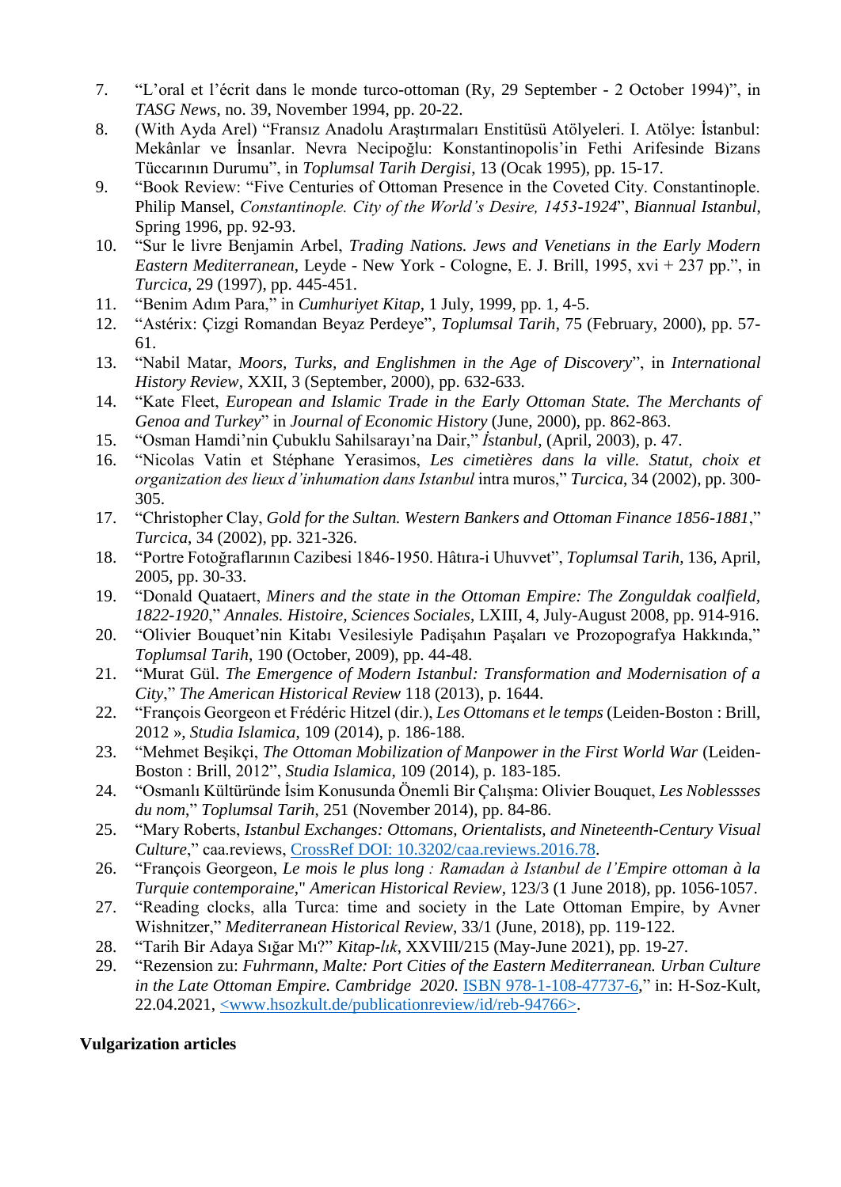7. "L'oral et l'écrit dans le monde turco-ottoman (Ry, 29 September - 2 October 1994)", in *TASG News*, no. 39, November 1994, pp. 20-22.
8. (With Ayda Arel) "Fransız Anadolu Araştırmaları Enstitüsü Atölyeleri. I. Atölye: İstanbul: Mekânlar ve İnsanlar. Nevra Necipoğlu: Konstantinopolis'in Fethi Arifesinde Bizans Tüccarının Durumu", in *Toplumsal Tarih Dergisi*, 13 (Ocak 1995), pp. 15-17.
9. "Book Review: "Five Centuries of Ottoman Presence in the Coveted City. Constantinople. Philip Mansel, *Constantinople. City of the World's Desire, 1453-1924*", *Biannual Istanbul*, Spring 1996, pp. 92-93.
10. "Sur le livre Benjamin Arbel, *Trading Nations. Jews and Venetians in the Early Modern Eastern Mediterranean*, Leyde - New York - Cologne, E. J. Brill, 1995, xvi + 237 pp.", in *Turcica*, 29 (1997), pp. 445-451.
11. "Benim Adım Para," in *Cumhuriyet Kitap*, 1 July, 1999, pp. 1, 4-5.
12. "Astérix: Çizgi Romandan Beyaz Perdeye", *Toplumsal Tarih*, 75 (February, 2000), pp. 57-61.
13. "Nabil Matar, *Moors, Turks, and Englishmen in the Age of Discovery*", in *International History Review*, XXII, 3 (September, 2000), pp. 632-633.
14. "Kate Fleet, *European and Islamic Trade in the Early Ottoman State. The Merchants of Genoa and Turkey*" in *Journal of Economic History* (June, 2000), pp. 862-863.
15. "Osman Hamdi'nin Çubuklu Sahilsarayı'na Dair," *İstanbul*, (April, 2003), p. 47.
16. "Nicolas Vatin et Stéphane Yerasimos, *Les cimetières dans la ville. Statut, choix et organization des lieux d'inhumation dans Istanbul* intra muros," *Turcica*, 34 (2002), pp. 300-305.
17. "Christopher Clay, *Gold for the Sultan. Western Bankers and Ottoman Finance 1856-1881*," *Turcica*, 34 (2002), pp. 321-326.
18. "Portre Fotoğraflarının Cazibesi 1846-1950. Hâtıra-i Uhuvvet", *Toplumsal Tarih*, 136, April, 2005, pp. 30-33.
19. "Donald Quataert, *Miners and the state in the Ottoman Empire: The Zonguldak coalfield, 1822-1920*," *Annales. Histoire, Sciences Sociales*, LXIII, 4, July-August 2008, pp. 914-916.
20. "Olivier Bouquet'nin Kitabı Vesilesiyle Padişahın Paşaları ve Prozopografya Hakkında," *Toplumsal Tarih*, 190 (October, 2009), pp. 44-48.
21. "Murat Gül. *The Emergence of Modern Istanbul: Transformation and Modernisation of a City*," *The American Historical Review* 118 (2013), p. 1644.
22. "François Georgeon et Frédéric Hitzel (dir.), *Les Ottomans et le temps* (Leiden-Boston : Brill, 2012 », *Studia Islamica*, 109 (2014), p. 186-188.
23. "Mehmet Beşikçi, *The Ottoman Mobilization of Manpower in the First World War* (Leiden-Boston : Brill, 2012", *Studia Islamica*, 109 (2014), p. 183-185.
24. "Osmanlı Kültüründe İsim Konusunda Önemli Bir Çalışma: Olivier Bouquet, *Les Noblessses du nom*," *Toplumsal Tarih*, 251 (November 2014), pp. 84-86.
25. "Mary Roberts, *Istanbul Exchanges: Ottomans, Orientalists, and Nineteenth-Century Visual Culture*," caa.reviews, CrossRef DOI: 10.3202/caa.reviews.2016.78.
26. "François Georgeon, *Le mois le plus long : Ramadan à Istanbul de l'Empire ottoman à la Turquie contemporaine*," *American Historical Review*, 123/3 (1 June 2018), pp. 1056-1057.
27. "Reading clocks, alla Turca: time and society in the Late Ottoman Empire, by Avner Wishnitzer," *Mediterranean Historical Review*, 33/1 (June, 2018), pp. 119-122.
28. "Tarih Bir Adaya Sığar Mı?" *Kitap-lık*, XXVIII/215 (May-June 2021), pp. 19-27.
29. "Rezension zu: *Fuhrmann, Malte: Port Cities of the Eastern Mediterranean. Urban Culture in the Late Ottoman Empire. Cambridge 2020*. ISBN 978-1-108-47737-6," in: H-Soz-Kult, 22.04.2021, <www.hsozkult.de/publicationreview/id/reb-94766>.

**Vulgarization articles**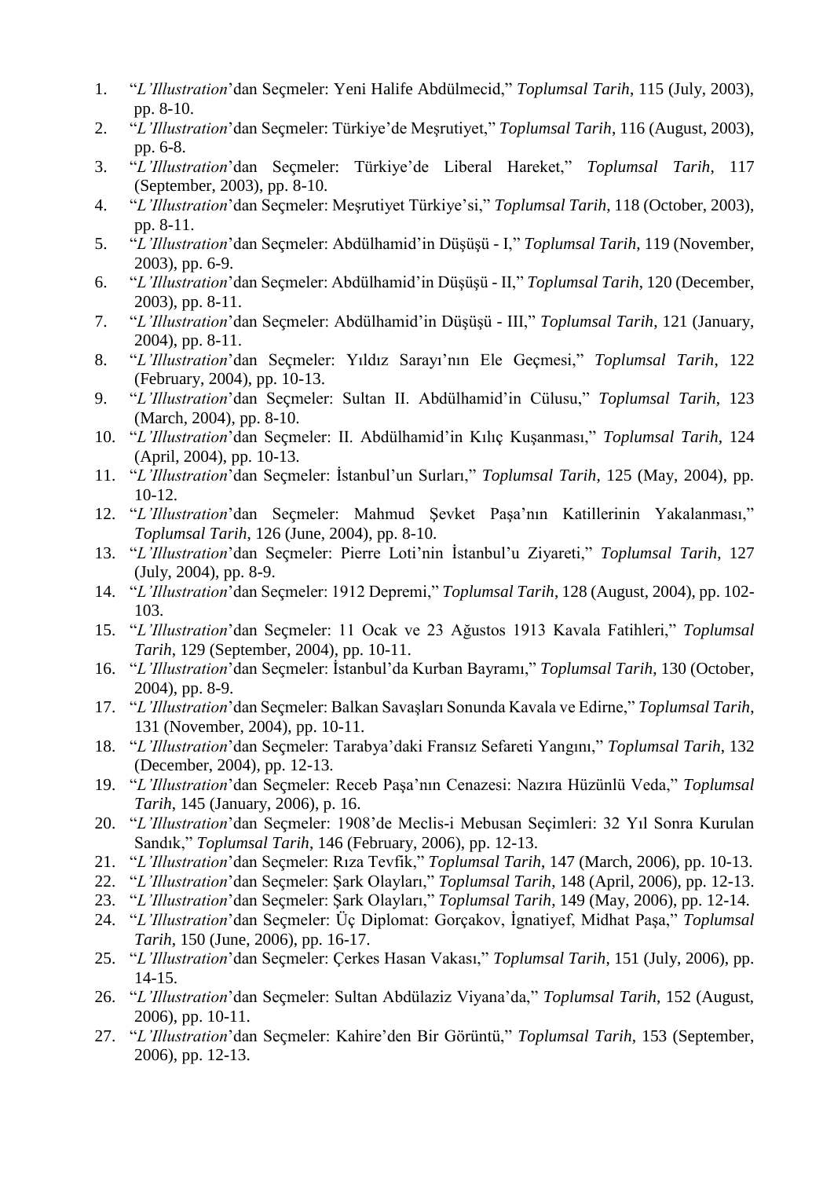1. "*L'Illustration*'dan Seçmeler: Yeni Halife Abdülmecid," *Toplumsal Tarih*, 115 (July, 2003), pp. 8-10.
2. "*L'Illustration*'dan Seçmeler: Türkiye'de Meşrutiyet," *Toplumsal Tarih*, 116 (August, 2003), pp. 6-8.
3. "*L'Illustration*'dan Seçmeler: Türkiye'de Liberal Hareket," *Toplumsal Tarih*, 117 (September, 2003), pp. 8-10.
4. "*L'Illustration*'dan Seçmeler: Meşrutiyet Türkiye'si," *Toplumsal Tarih*, 118 (October, 2003), pp. 8-11.
5. "*L'Illustration*'dan Seçmeler: Abdülhamid'in Düşüşü - I," *Toplumsal Tarih*, 119 (November, 2003), pp. 6-9.
6. "*L'Illustration*'dan Seçmeler: Abdülhamid'in Düşüşü - II," *Toplumsal Tarih*, 120 (December, 2003), pp. 8-11.
7. "*L'Illustration*'dan Seçmeler: Abdülhamid'in Düşüşü - III," *Toplumsal Tarih*, 121 (January, 2004), pp. 8-11.
8. "*L'Illustration*'dan Seçmeler: Yıldız Sarayı'nın Ele Geçmesi," *Toplumsal Tarih*, 122 (February, 2004), pp. 10-13.
9. "*L'Illustration*'dan Seçmeler: Sultan II. Abdülhamid'in Cülusu," *Toplumsal Tarih*, 123 (March, 2004), pp. 8-10.
10. "*L'Illustration*'dan Seçmeler: II. Abdülhamid'in Kılıç Kuşanması," *Toplumsal Tarih*, 124 (April, 2004), pp. 10-13.
11. "*L'Illustration*'dan Seçmeler: İstanbul'un Surları," *Toplumsal Tarih*, 125 (May, 2004), pp. 10-12.
12. "*L'Illustration*'dan Seçmeler: Mahmud Şevket Paşa'nın Katillerinin Yakalanması," *Toplumsal Tarih*, 126 (June, 2004), pp. 8-10.
13. "*L'Illustration*'dan Seçmeler: Pierre Loti'nin İstanbul'u Ziyareti," *Toplumsal Tarih*, 127 (July, 2004), pp. 8-9.
14. "*L'Illustration*'dan Seçmeler: 1912 Depremi," *Toplumsal Tarih*, 128 (August, 2004), pp. 102-103.
15. "*L'Illustration*'dan Seçmeler: 11 Ocak ve 23 Ağustos 1913 Kavala Fatihleri," *Toplumsal Tarih*, 129 (September, 2004), pp. 10-11.
16. "*L'Illustration*'dan Seçmeler: İstanbul'da Kurban Bayramı," *Toplumsal Tarih*, 130 (October, 2004), pp. 8-9.
17. "*L'Illustration*'dan Seçmeler: Balkan Savaşları Sonunda Kavala ve Edirne," *Toplumsal Tarih*, 131 (November, 2004), pp. 10-11.
18. "*L'Illustration*'dan Seçmeler: Tarabya'daki Fransız Sefareti Yangını," *Toplumsal Tarih*, 132 (December, 2004), pp. 12-13.
19. "*L'Illustration*'dan Seçmeler: Receb Paşa'nın Cenazesi: Nazıra Hüzünlü Veda," *Toplumsal Tarih*, 145 (January, 2006), p. 16.
20. "*L'Illustration*'dan Seçmeler: 1908'de Meclis-i Mebusan Seçimleri: 32 Yıl Sonra Kurulan Sandık," *Toplumsal Tarih*, 146 (February, 2006), pp. 12-13.
21. "*L'Illustration*'dan Seçmeler: Rıza Tevfik," *Toplumsal Tarih*, 147 (March, 2006), pp. 10-13.
22. "*L'Illustration*'dan Seçmeler: Şark Olayları," *Toplumsal Tarih*, 148 (April, 2006), pp. 12-13.
23. "*L'Illustration*'dan Seçmeler: Şark Olayları," *Toplumsal Tarih*, 149 (May, 2006), pp. 12-14.
24. "*L'Illustration*'dan Seçmeler: Üç Diplomat: Gorçakov, İgnatiyef, Midhat Paşa," *Toplumsal Tarih*, 150 (June, 2006), pp. 16-17.
25. "*L'Illustration*'dan Seçmeler: Çerkes Hasan Vakası," *Toplumsal Tarih*, 151 (July, 2006), pp. 14-15.
26. "*L'Illustration*'dan Seçmeler: Sultan Abdülaziz Viyana'da," *Toplumsal Tarih*, 152 (August, 2006), pp. 10-11.
27. "*L'Illustration*'dan Seçmeler: Kahire'den Bir Görüntü," *Toplumsal Tarih*, 153 (September, 2006), pp. 12-13.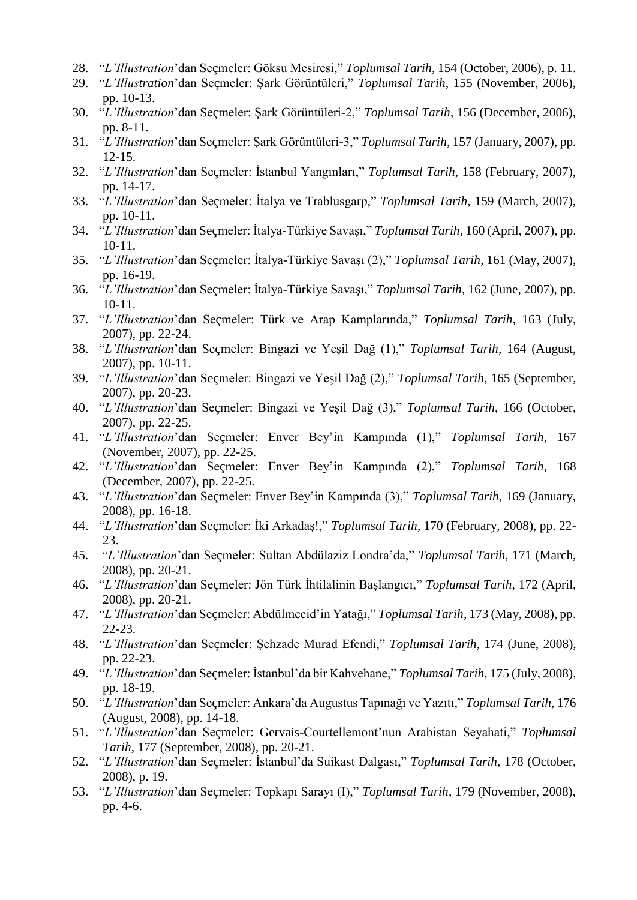28. "*L'Illustration*'dan Seçmeler: Göksu Mesiresi," *Toplumsal Tarih*, 154 (October, 2006), p. 11.
29. "*L'Illustration*'dan Seçmeler: Şark Görüntüleri," *Toplumsal Tarih*, 155 (November, 2006), pp. 10-13.
30. "*L'Illustration*'dan Seçmeler: Şark Görüntüleri-2," *Toplumsal Tarih*, 156 (December, 2006), pp. 8-11.
31. "*L'Illustration*'dan Seçmeler: Şark Görüntüleri-3," *Toplumsal Tarih*, 157 (January, 2007), pp. 12-15.
32. "*L'Illustration*'dan Seçmeler: İstanbul Yangınları," *Toplumsal Tarih*, 158 (February, 2007), pp. 14-17.
33. "*L'Illustration*'dan Seçmeler: İtalya ve Trablusgarp," *Toplumsal Tarih*, 159 (March, 2007), pp. 10-11.
34. "*L'Illustration*'dan Seçmeler: İtalya-Türkiye Savaşı," *Toplumsal Tarih*, 160 (April, 2007), pp. 10-11.
35. "*L'Illustration*'dan Seçmeler: İtalya-Türkiye Savaşı (2)," *Toplumsal Tarih*, 161 (May, 2007), pp. 16-19.
36. "*L'Illustration*'dan Seçmeler: İtalya-Türkiye Savaşı," *Toplumsal Tarih*, 162 (June, 2007), pp. 10-11.
37. "*L'Illustration*'dan Seçmeler: Türk ve Arap Kamplarında," *Toplumsal Tarih*, 163 (July, 2007), pp. 22-24.
38. "*L'Illustration*'dan Seçmeler: Bingazi ve Yeşil Dağ (1)," *Toplumsal Tarih*, 164 (August, 2007), pp. 10-11.
39. "*L'Illustration*'dan Seçmeler: Bingazi ve Yeşil Dağ (2)," *Toplumsal Tarih*, 165 (September, 2007), pp. 20-23.
40. "*L'Illustration*'dan Seçmeler: Bingazi ve Yeşil Dağ (3)," *Toplumsal Tarih*, 166 (October, 2007), pp. 22-25.
41. "*L'Illustration*'dan Seçmeler: Enver Bey'in Kampında (1)," *Toplumsal Tarih*, 167 (November, 2007), pp. 22-25.
42. "*L'Illustration*'dan Seçmeler: Enver Bey'in Kampında (2)," *Toplumsal Tarih*, 168 (December, 2007), pp. 22-25.
43. "*L'Illustration*'dan Seçmeler: Enver Bey'in Kampında (3)," *Toplumsal Tarih*, 169 (January, 2008), pp. 16-18.
44. "*L'Illustration*'dan Seçmeler: İki Arkadaş!," *Toplumsal Tarih*, 170 (February, 2008), pp. 22-23.
45. "*L'Illustration*'dan Seçmeler: Sultan Abdülaziz Londra'da," *Toplumsal Tarih*, 171 (March, 2008), pp. 20-21.
46. "*L'Illustration*'dan Seçmeler: Jön Türk İhtilalinin Başlangıcı," *Toplumsal Tarih*, 172 (April, 2008), pp. 20-21.
47. "*L'Illustration*'dan Seçmeler: Abdülmecid'in Yatağı," *Toplumsal Tarih*, 173 (May, 2008), pp. 22-23.
48. "*L'Illustration*'dan Seçmeler: Şehzade Murad Efendi," *Toplumsal Tarih*, 174 (June, 2008), pp. 22-23.
49. "*L'Illustration*'dan Seçmeler: İstanbul'da bir Kahvehane," *Toplumsal Tarih*, 175 (July, 2008), pp. 18-19.
50. "*L'Illustration*'dan Seçmeler: Ankara'da Augustus Tapınağı ve Yazıtı," *Toplumsal Tarih*, 176 (August, 2008), pp. 14-18.
51. "*L'Illustration*'dan Seçmeler: Gervais-Courtellemont'nun Arabistan Seyahati," *Toplumsal Tarih*, 177 (September, 2008), pp. 20-21.
52. "*L'Illustration*'dan Seçmeler: İstanbul'da Suikast Dalgası," *Toplumsal Tarih*, 178 (October, 2008), p. 19.
53. "*L'Illustration*'dan Seçmeler: Topkapı Sarayı (I)," *Toplumsal Tarih*, 179 (November, 2008), pp. 4-6.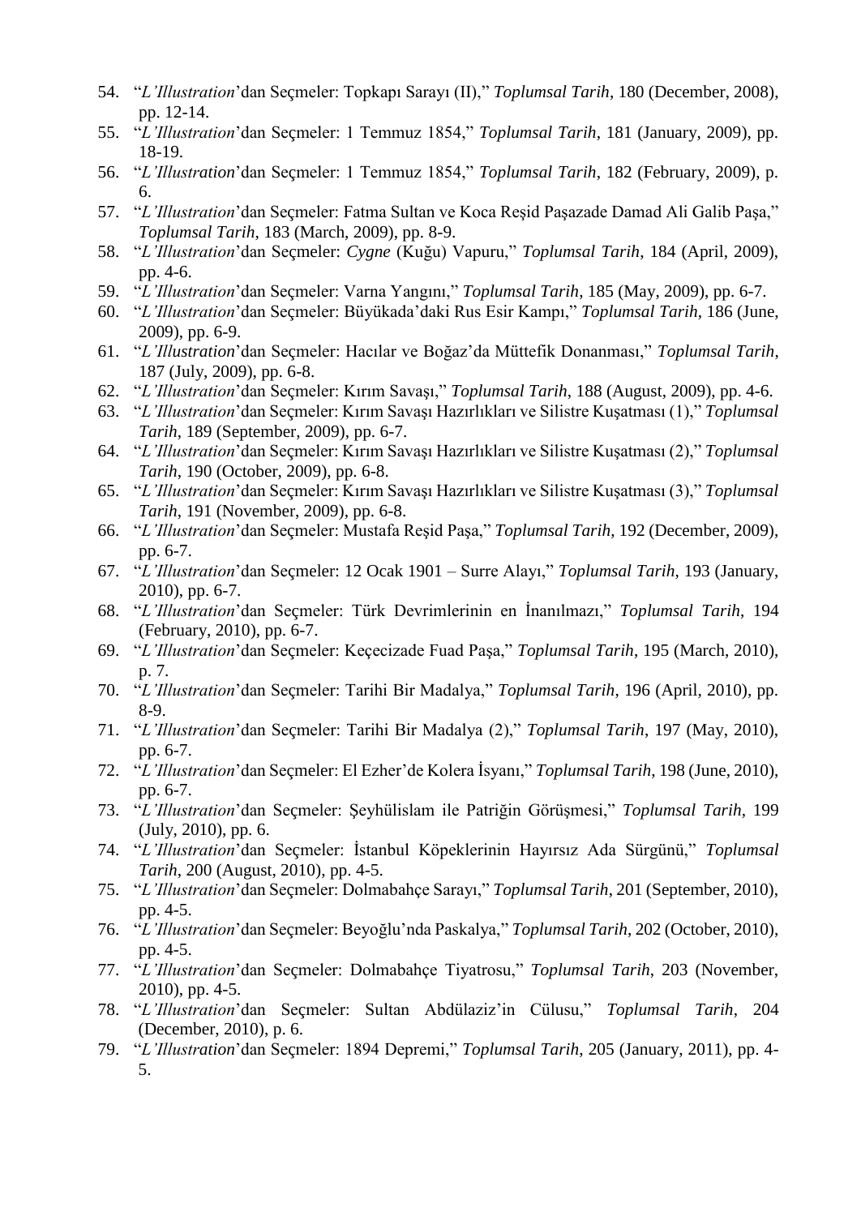54. "*L'Illustration*'dan Seçmeler: Topkapı Sarayı (II)," *Toplumsal Tarih*, 180 (December, 2008), pp. 12-14.
55. "*L'Illustration*'dan Seçmeler: 1 Temmuz 1854," *Toplumsal Tarih*, 181 (January, 2009), pp. 18-19.
56. "*L'Illustration*'dan Seçmeler: 1 Temmuz 1854," *Toplumsal Tarih*, 182 (February, 2009), p. 6.
57. "*L'Illustration*'dan Seçmeler: Fatma Sultan ve Koca Reşid Paşazade Damad Ali Galib Paşa," *Toplumsal Tarih*, 183 (March, 2009), pp. 8-9.
58. "*L'Illustration*'dan Seçmeler: *Cygne* (Kuğu) Vapuru," *Toplumsal Tarih*, 184 (April, 2009), pp. 4-6.
59. "*L'Illustration*'dan Seçmeler: Varna Yangını," *Toplumsal Tarih*, 185 (May, 2009), pp. 6-7.
60. "*L'Illustration*'dan Seçmeler: Büyükada'daki Rus Esir Kampı," *Toplumsal Tarih*, 186 (June, 2009), pp. 6-9.
61. "*L'Illustration*'dan Seçmeler: Hacılar ve Boğaz'da Müttefik Donanması," *Toplumsal Tarih*, 187 (July, 2009), pp. 6-8.
62. "*L'Illustration*'dan Seçmeler: Kırım Savaşı," *Toplumsal Tarih*, 188 (August, 2009), pp. 4-6.
63. "*L'Illustration*'dan Seçmeler: Kırım Savaşı Hazırlıkları ve Silistre Kuşatması (1)," *Toplumsal Tarih*, 189 (September, 2009), pp. 6-7.
64. "*L'Illustration*'dan Seçmeler: Kırım Savaşı Hazırlıkları ve Silistre Kuşatması (2)," *Toplumsal Tarih*, 190 (October, 2009), pp. 6-8.
65. "*L'Illustration*'dan Seçmeler: Kırım Savaşı Hazırlıkları ve Silistre Kuşatması (3)," *Toplumsal Tarih*, 191 (November, 2009), pp. 6-8.
66. "*L'Illustration*'dan Seçmeler: Mustafa Reşid Paşa," *Toplumsal Tarih*, 192 (December, 2009), pp. 6-7.
67. "*L'Illustration*'dan Seçmeler: 12 Ocak 1901 – Surre Alayı," *Toplumsal Tarih*, 193 (January, 2010), pp. 6-7.
68. "*L'Illustration*'dan Seçmeler: Türk Devrimlerinin en İnanılmazı," *Toplumsal Tarih*, 194 (February, 2010), pp. 6-7.
69. "*L'Illustration*'dan Seçmeler: Keçecizade Fuad Paşa," *Toplumsal Tarih*, 195 (March, 2010), p. 7.
70. "*L'Illustration*'dan Seçmeler: Tarihi Bir Madalya," *Toplumsal Tarih*, 196 (April, 2010), pp. 8-9.
71. "*L'Illustration*'dan Seçmeler: Tarihi Bir Madalya (2)," *Toplumsal Tarih*, 197 (May, 2010), pp. 6-7.
72. "*L'Illustration*'dan Seçmeler: El Ezher'de Kolera İsyanı," *Toplumsal Tarih*, 198 (June, 2010), pp. 6-7.
73. "*L'Illustration*'dan Seçmeler: Şeyhülislam ile Patriğin Görüşmesi," *Toplumsal Tarih*, 199 (July, 2010), pp. 6.
74. "*L'Illustration*'dan Seçmeler: İstanbul Köpeklerinin Hayırsız Ada Sürgünü," *Toplumsal Tarih*, 200 (August, 2010), pp. 4-5.
75. "*L'Illustration*'dan Seçmeler: Dolmabahçe Sarayı," *Toplumsal Tarih*, 201 (September, 2010), pp. 4-5.
76. "*L'Illustration*'dan Seçmeler: Beyoğlu'nda Paskalya," *Toplumsal Tarih*, 202 (October, 2010), pp. 4-5.
77. "*L'Illustration*'dan Seçmeler: Dolmabahçe Tiyatrosu," *Toplumsal Tarih*, 203 (November, 2010), pp. 4-5.
78. "*L'Illustration*'dan Seçmeler: Sultan Abdülaziz'in Cülusu," *Toplumsal Tarih*, 204 (December, 2010), p. 6.
79. "*L'Illustration*'dan Seçmeler: 1894 Depremi," *Toplumsal Tarih*, 205 (January, 2011), pp. 4-5.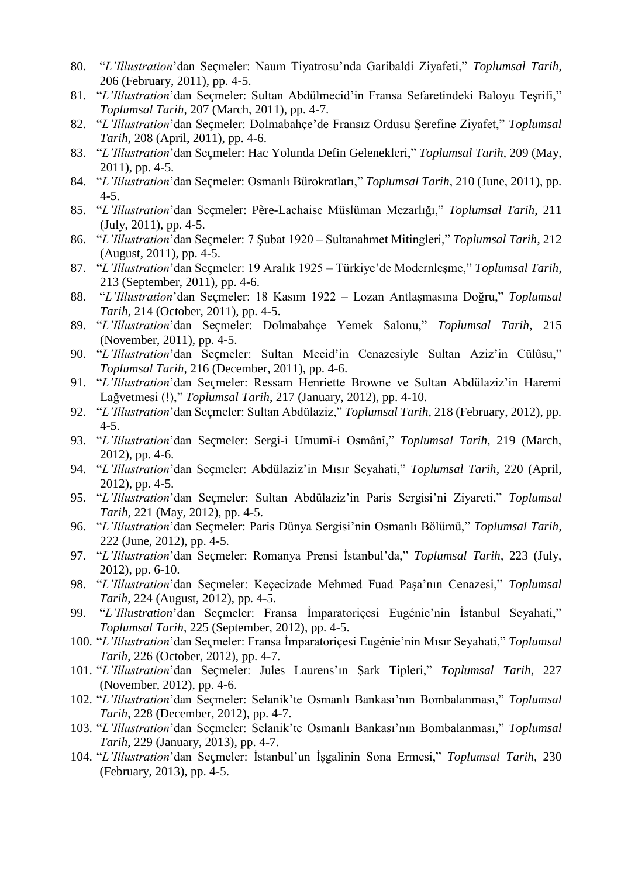80. "*L'Illustration*'dan Seçmeler: Naum Tiyatrosu'nda Garibaldi Ziyafeti," *Toplumsal Tarih*, 206 (February, 2011), pp. 4-5.
81. "*L'Illustration*'dan Seçmeler: Sultan Abdülmecid'in Fransa Sefaretindeki Baloyu Teşrifi," *Toplumsal Tarih*, 207 (March, 2011), pp. 4-7.
82. "*L'Illustration*'dan Seçmeler: Dolmabahçe'de Fransız Ordusu Şerefine Ziyafet," *Toplumsal Tarih*, 208 (April, 2011), pp. 4-6.
83. "*L'Illustration*'dan Seçmeler: Hac Yolunda Defin Gelenekleri," *Toplumsal Tarih*, 209 (May, 2011), pp. 4-5.
84. "*L'Illustration*'dan Seçmeler: Osmanlı Bürokratları," *Toplumsal Tarih*, 210 (June, 2011), pp. 4-5.
85. "*L'Illustration*'dan Seçmeler: Père-Lachaise Müslüman Mezarlığı," *Toplumsal Tarih*, 211 (July, 2011), pp. 4-5.
86. "*L'Illustration*'dan Seçmeler: 7 Şubat 1920 – Sultanahmet Mitingleri," *Toplumsal Tarih*, 212 (August, 2011), pp. 4-5.
87. "*L'Illustration*'dan Seçmeler: 19 Aralık 1925 – Türkiye'de Modernleşme," *Toplumsal Tarih*, 213 (September, 2011), pp. 4-6.
88. "*L'Illustration*'dan Seçmeler: 18 Kasım 1922 – Lozan Antlaşmasına Doğru," *Toplumsal Tarih*, 214 (October, 2011), pp. 4-5.
89. "*L'Illustration*'dan Seçmeler: Dolmabahçe Yemek Salonu," *Toplumsal Tarih*, 215 (November, 2011), pp. 4-5.
90. "*L'Illustration*'dan Seçmeler: Sultan Mecid'in Cenazesiyle Sultan Aziz'in Cülûsu," *Toplumsal Tarih*, 216 (December, 2011), pp. 4-6.
91. "*L'Illustration*'dan Seçmeler: Ressam Henriette Browne ve Sultan Abdülaziz'in Haremi Lağvetmesi (!)," *Toplumsal Tarih*, 217 (January, 2012), pp. 4-10.
92. "*L'Illustration*'dan Seçmeler: Sultan Abdülaziz," *Toplumsal Tarih*, 218 (February, 2012), pp. 4-5.
93. "*L'Illustration*'dan Seçmeler: Sergi-i Umumî-i Osmânî," *Toplumsal Tarih*, 219 (March, 2012), pp. 4-6.
94. "*L'Illustration*'dan Seçmeler: Abdülaziz'in Mısır Seyahati," *Toplumsal Tarih*, 220 (April, 2012), pp. 4-5.
95. "*L'Illustration*'dan Seçmeler: Sultan Abdülaziz'in Paris Sergisi'ni Ziyareti," *Toplumsal Tarih*, 221 (May, 2012), pp. 4-5.
96. "*L'Illustration*'dan Seçmeler: Paris Dünya Sergisi'nin Osmanlı Bölümü," *Toplumsal Tarih*, 222 (June, 2012), pp. 4-5.
97. "*L'Illustration*'dan Seçmeler: Romanya Prensi İstanbul'da," *Toplumsal Tarih*, 223 (July, 2012), pp. 6-10.
98. "*L'Illustration*'dan Seçmeler: Keçecizade Mehmed Fuad Paşa'nın Cenazesi," *Toplumsal Tarih*, 224 (August, 2012), pp. 4-5.
99. "*L'Illustration*'dan Seçmeler: Fransa İmparatoriçesi Eugénie'nin İstanbul Seyahati," *Toplumsal Tarih*, 225 (September, 2012), pp. 4-5.
100. "*L'Illustration*'dan Seçmeler: Fransa İmparatoriçesi Eugénie'nin Mısır Seyahati," *Toplumsal Tarih*, 226 (October, 2012), pp. 4-7.
101. "*L'Illustration*'dan Seçmeler: Jules Laurens'ın Şark Tipleri," *Toplumsal Tarih*, 227 (November, 2012), pp. 4-6.
102. "*L'Illustration*'dan Seçmeler: Selanik'te Osmanlı Bankası'nın Bombalanması," *Toplumsal Tarih*, 228 (December, 2012), pp. 4-7.
103. "*L'Illustration*'dan Seçmeler: Selanik'te Osmanlı Bankası'nın Bombalanması," *Toplumsal Tarih*, 229 (January, 2013), pp. 4-7.
104. "*L'Illustration*'dan Seçmeler: İstanbul'un İşgalinin Sona Ermesi," *Toplumsal Tarih*, 230 (February, 2013), pp. 4-5.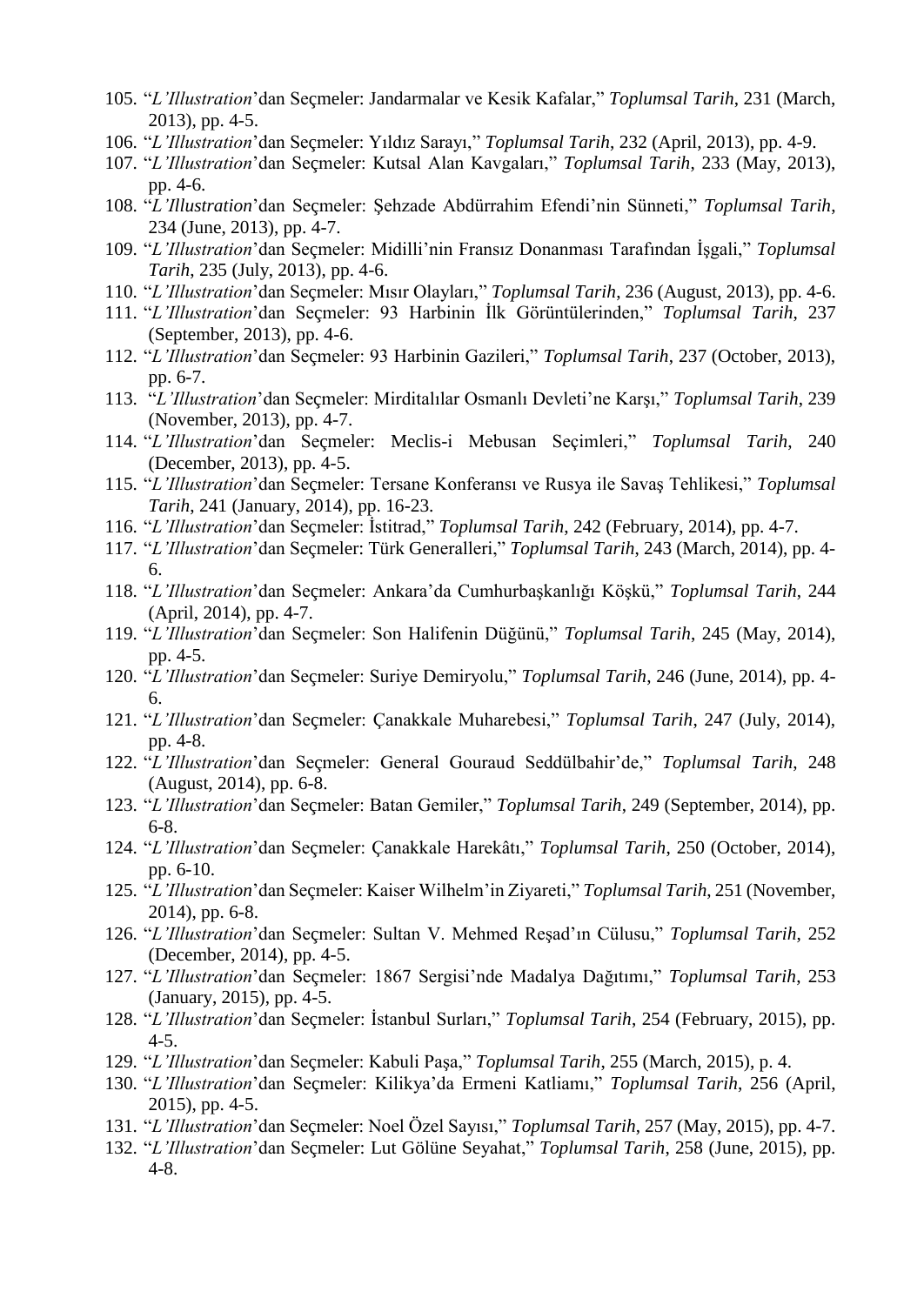105. "*L'Illustration*'dan Seçmeler: Jandarmalar ve Kesik Kafalar," *Toplumsal Tarih*, 231 (March, 2013), pp. 4-5.
106. "*L'Illustration*'dan Seçmeler: Yıldız Sarayı," *Toplumsal Tarih*, 232 (April, 2013), pp. 4-9.
107. "*L'Illustration*'dan Seçmeler: Kutsal Alan Kavgaları," *Toplumsal Tarih*, 233 (May, 2013), pp. 4-6.
108. "*L'Illustration*'dan Seçmeler: Şehzade Abdürrahim Efendi'nin Sünneti," *Toplumsal Tarih*, 234 (June, 2013), pp. 4-7.
109. "*L'Illustration*'dan Seçmeler: Midilli'nin Fransız Donanması Tarafından İşgali," *Toplumsal Tarih*, 235 (July, 2013), pp. 4-6.
110. "*L'Illustration*'dan Seçmeler: Mısır Olayları," *Toplumsal Tarih*, 236 (August, 2013), pp. 4-6.
111. "*L'Illustration*'dan Seçmeler: 93 Harbinin İlk Görüntülerinden," *Toplumsal Tarih*, 237 (September, 2013), pp. 4-6.
112. "*L'Illustration*'dan Seçmeler: 93 Harbinin Gazileri," *Toplumsal Tarih*, 237 (October, 2013), pp. 6-7.
113. "*L'Illustration*'dan Seçmeler: Mirditalılar Osmanlı Devleti'ne Karşı," *Toplumsal Tarih*, 239 (November, 2013), pp. 4-7.
114. "*L'Illustration*'dan Seçmeler: Meclis-i Mebusan Seçimleri," *Toplumsal Tarih*, 240 (December, 2013), pp. 4-5.
115. "*L'Illustration*'dan Seçmeler: Tersane Konferansı ve Rusya ile Savaş Tehlikesi," *Toplumsal Tarih*, 241 (January, 2014), pp. 16-23.
116. "*L'Illustration*'dan Seçmeler: İstitrad," *Toplumsal Tarih*, 242 (February, 2014), pp. 4-7.
117. "*L'Illustration*'dan Seçmeler: Türk Generalleri," *Toplumsal Tarih*, 243 (March, 2014), pp. 4-6.
118. "*L'Illustration*'dan Seçmeler: Ankara'da Cumhurbaşkanlığı Köşkü," *Toplumsal Tarih*, 244 (April, 2014), pp. 4-7.
119. "*L'Illustration*'dan Seçmeler: Son Halifenin Düğünü," *Toplumsal Tarih*, 245 (May, 2014), pp. 4-5.
120. "*L'Illustration*'dan Seçmeler: Suriye Demiryolu," *Toplumsal Tarih*, 246 (June, 2014), pp. 4-6.
121. "*L'Illustration*'dan Seçmeler: Çanakkale Muharebesi," *Toplumsal Tarih*, 247 (July, 2014), pp. 4-8.
122. "*L'Illustration*'dan Seçmeler: General Gouraud Seddülbahir'de," *Toplumsal Tarih*, 248 (August, 2014), pp. 6-8.
123. "*L'Illustration*'dan Seçmeler: Batan Gemiler," *Toplumsal Tarih*, 249 (September, 2014), pp. 6-8.
124. "*L'Illustration*'dan Seçmeler: Çanakkale Harekâtı," *Toplumsal Tarih*, 250 (October, 2014), pp. 6-10.
125. "*L'Illustration*'dan Seçmeler: Kaiser Wilhelm'in Ziyareti," *Toplumsal Tarih*, 251 (November, 2014), pp. 6-8.
126. "*L'Illustration*'dan Seçmeler: Sultan V. Mehmed Reşad'ın Cülusu," *Toplumsal Tarih*, 252 (December, 2014), pp. 4-5.
127. "*L'Illustration*'dan Seçmeler: 1867 Sergisi'nde Madalya Dağıtımı," *Toplumsal Tarih*, 253 (January, 2015), pp. 4-5.
128. "*L'Illustration*'dan Seçmeler: İstanbul Surları," *Toplumsal Tarih*, 254 (February, 2015), pp. 4-5.
129. "*L'Illustration*'dan Seçmeler: Kabuli Paşa," *Toplumsal Tarih*, 255 (March, 2015), p. 4.
130. "*L'Illustration*'dan Seçmeler: Kilikya'da Ermeni Katliamı," *Toplumsal Tarih*, 256 (April, 2015), pp. 4-5.
131. "*L'Illustration*'dan Seçmeler: Noel Özel Sayısı," *Toplumsal Tarih*, 257 (May, 2015), pp. 4-7.
132. "*L'Illustration*'dan Seçmeler: Lut Gölüne Seyahat," *Toplumsal Tarih*, 258 (June, 2015), pp. 4-8.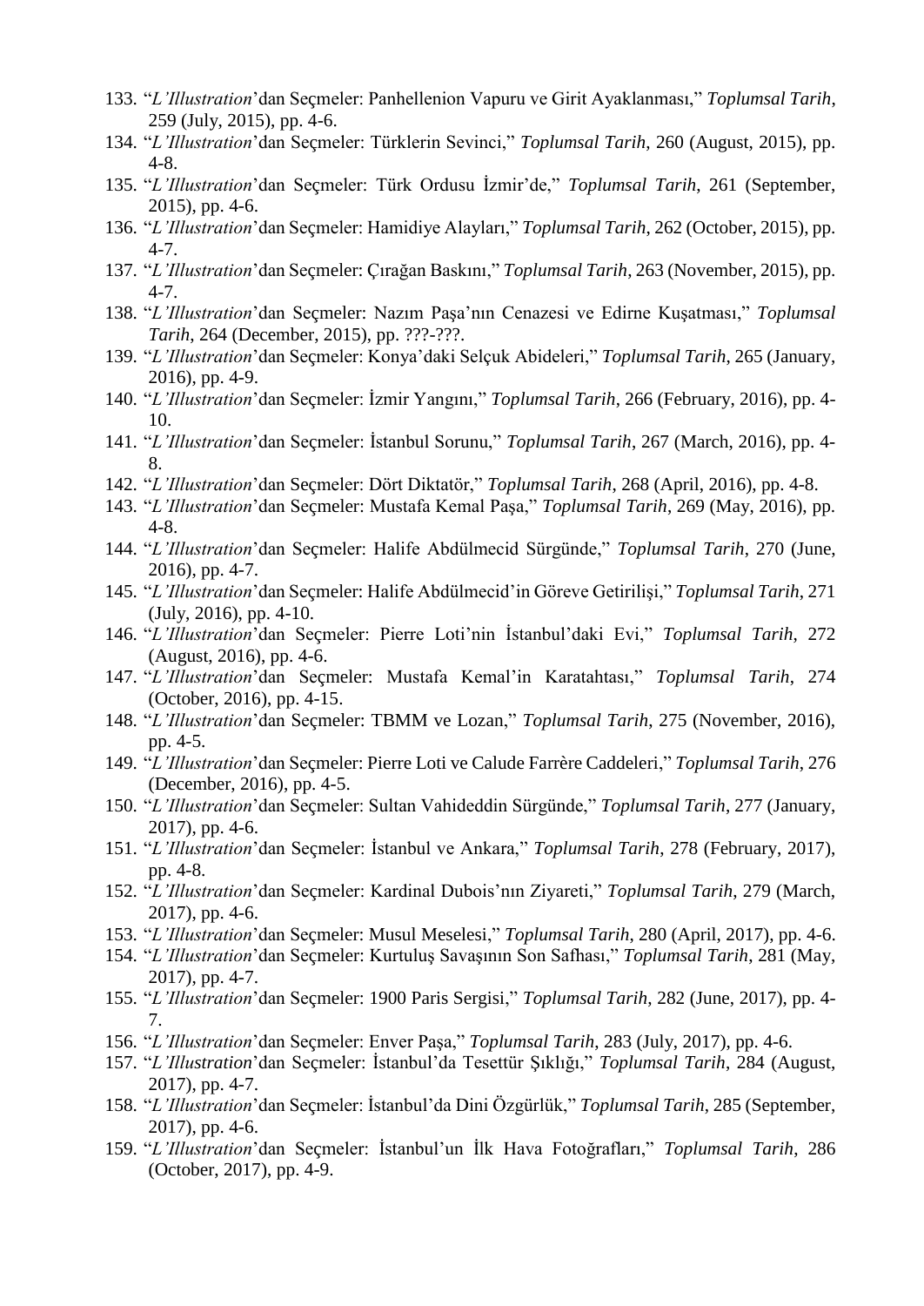133. "*L'Illustration*'dan Seçmeler: Panhellenion Vapuru ve Girit Ayaklanması," *Toplumsal Tarih*, 259 (July, 2015), pp. 4-6.
134. "*L'Illustration*'dan Seçmeler: Türklerin Sevinci," *Toplumsal Tarih*, 260 (August, 2015), pp. 4-8.
135. "*L'Illustration*'dan Seçmeler: Türk Ordusu İzmir'de," *Toplumsal Tarih*, 261 (September, 2015), pp. 4-6.
136. "*L'Illustration*'dan Seçmeler: Hamidiye Alayları," *Toplumsal Tarih*, 262 (October, 2015), pp. 4-7.
137. "*L'Illustration*'dan Seçmeler: Çırağan Baskını," *Toplumsal Tarih*, 263 (November, 2015), pp. 4-7.
138. "*L'Illustration*'dan Seçmeler: Nazım Paşa'nın Cenazesi ve Edirne Kuşatması," *Toplumsal Tarih*, 264 (December, 2015), pp. ???-???.
139. "*L'Illustration*'dan Seçmeler: Konya'daki Selçuk Abideleri," *Toplumsal Tarih*, 265 (January, 2016), pp. 4-9.
140. "*L'Illustration*'dan Seçmeler: İzmir Yangını," *Toplumsal Tarih*, 266 (February, 2016), pp. 4-10.
141. "*L'Illustration*'dan Seçmeler: İstanbul Sorunu," *Toplumsal Tarih*, 267 (March, 2016), pp. 4-8.
142. "*L'Illustration*'dan Seçmeler: Dört Diktatör," *Toplumsal Tarih*, 268 (April, 2016), pp. 4-8.
143. "*L'Illustration*'dan Seçmeler: Mustafa Kemal Paşa," *Toplumsal Tarih*, 269 (May, 2016), pp. 4-8.
144. "*L'Illustration*'dan Seçmeler: Halife Abdülmecid Sürgünde," *Toplumsal Tarih*, 270 (June, 2016), pp. 4-7.
145. "*L'Illustration*'dan Seçmeler: Halife Abdülmecid'in Göreve Getirilişi," *Toplumsal Tarih*, 271 (July, 2016), pp. 4-10.
146. "*L'Illustration*'dan Seçmeler: Pierre Loti'nin İstanbul'daki Evi," *Toplumsal Tarih*, 272 (August, 2016), pp. 4-6.
147. "*L'Illustration*'dan Seçmeler: Mustafa Kemal'in Karatahtası," *Toplumsal Tarih*, 274 (October, 2016), pp. 4-15.
148. "*L'Illustration*'dan Seçmeler: TBMM ve Lozan," *Toplumsal Tarih*, 275 (November, 2016), pp. 4-5.
149. "*L'Illustration*'dan Seçmeler: Pierre Loti ve Calude Farrère Caddeleri," *Toplumsal Tarih*, 276 (December, 2016), pp. 4-5.
150. "*L'Illustration*'dan Seçmeler: Sultan Vahideddin Sürgünde," *Toplumsal Tarih*, 277 (January, 2017), pp. 4-6.
151. "*L'Illustration*'dan Seçmeler: İstanbul ve Ankara," *Toplumsal Tarih*, 278 (February, 2017), pp. 4-8.
152. "*L'Illustration*'dan Seçmeler: Kardinal Dubois'nın Ziyareti," *Toplumsal Tarih*, 279 (March, 2017), pp. 4-6.
153. "*L'Illustration*'dan Seçmeler: Musul Meselesi," *Toplumsal Tarih*, 280 (April, 2017), pp. 4-6.
154. "*L'Illustration*'dan Seçmeler: Kurtuluş Savaşının Son Safhası," *Toplumsal Tarih*, 281 (May, 2017), pp. 4-7.
155. "*L'Illustration*'dan Seçmeler: 1900 Paris Sergisi," *Toplumsal Tarih*, 282 (June, 2017), pp. 4-7.
156. "*L'Illustration*'dan Seçmeler: Enver Paşa," *Toplumsal Tarih*, 283 (July, 2017), pp. 4-6.
157. "*L'Illustration*'dan Seçmeler: İstanbul'da Tesettür Şıklığı," *Toplumsal Tarih*, 284 (August, 2017), pp. 4-7.
158. "*L'Illustration*'dan Seçmeler: İstanbul'da Dini Özgürlük," *Toplumsal Tarih*, 285 (September, 2017), pp. 4-6.
159. "*L'Illustration*'dan Seçmeler: İstanbul'un İlk Hava Fotoğrafları," *Toplumsal Tarih*, 286 (October, 2017), pp. 4-9.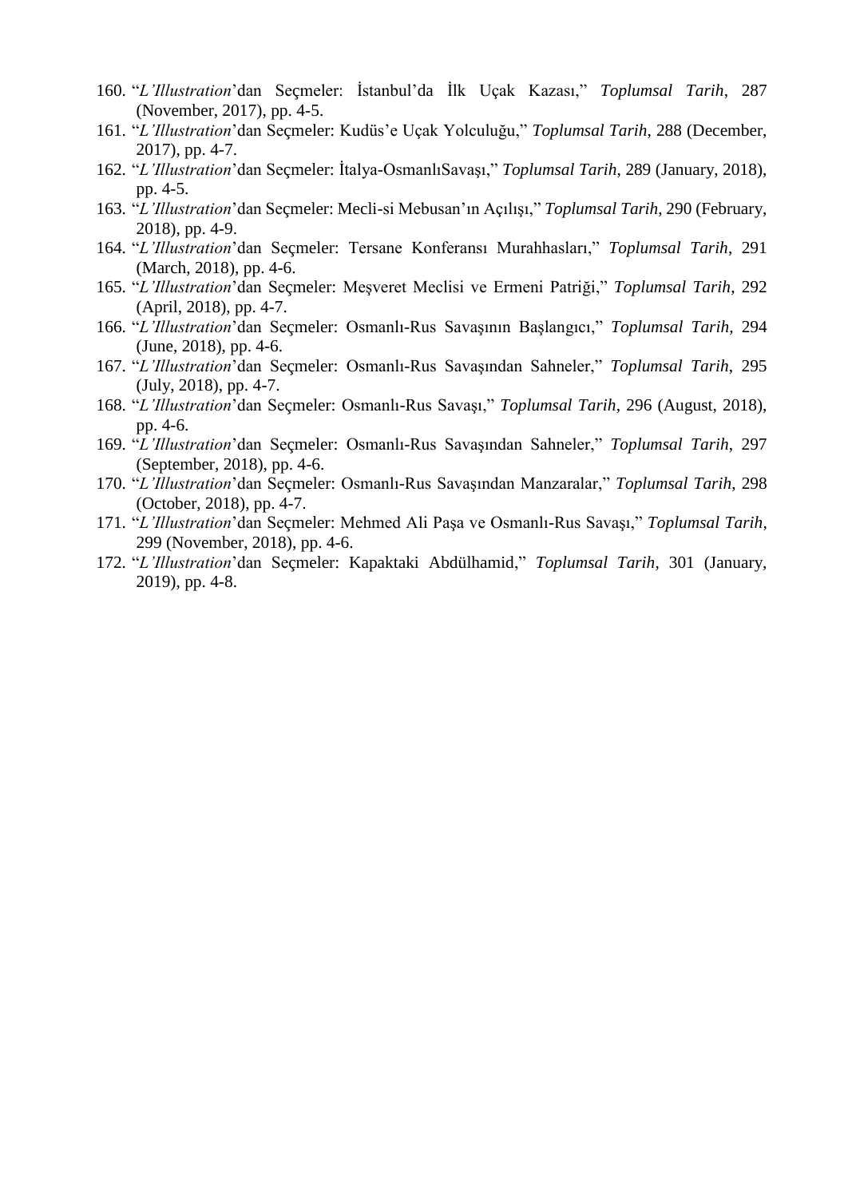160. "*L'Illustration*'dan Seçmeler: İstanbul'da İlk Uçak Kazası," *Toplumsal Tarih*, 287 (November, 2017), pp. 4-5.
161. "*L'Illustration*'dan Seçmeler: Kudüs'e Uçak Yolculuğu," *Toplumsal Tarih*, 288 (December, 2017), pp. 4-7.
162. "*L'Illustration*'dan Seçmeler: İtalya-OsmanlıSavaşı," *Toplumsal Tarih*, 289 (January, 2018), pp. 4-5.
163. "*L'Illustration*'dan Seçmeler: Mecli-si Mebusan'ın Açılışı," *Toplumsal Tarih*, 290 (February, 2018), pp. 4-9.
164. "*L'Illustration*'dan Seçmeler: Tersane Konferansı Murahhasları," *Toplumsal Tarih*, 291 (March, 2018), pp. 4-6.
165. "*L'Illustration*'dan Seçmeler: Meşveret Meclisi ve Ermeni Patriği," *Toplumsal Tarih*, 292 (April, 2018), pp. 4-7.
166. "*L'Illustration*'dan Seçmeler: Osmanlı-Rus Savaşının Başlangıcı," *Toplumsal Tarih*, 294 (June, 2018), pp. 4-6.
167. "*L'Illustration*'dan Seçmeler: Osmanlı-Rus Savaşından Sahneler," *Toplumsal Tarih*, 295 (July, 2018), pp. 4-7.
168. "*L'Illustration*'dan Seçmeler: Osmanlı-Rus Savaşı," *Toplumsal Tarih*, 296 (August, 2018), pp. 4-6.
169. "*L'Illustration*'dan Seçmeler: Osmanlı-Rus Savaşından Sahneler," *Toplumsal Tarih*, 297 (September, 2018), pp. 4-6.
170. "*L'Illustration*'dan Seçmeler: Osmanlı-Rus Savaşından Manzaralar," *Toplumsal Tarih*, 298 (October, 2018), pp. 4-7.
171. "*L'Illustration*'dan Seçmeler: Mehmed Ali Paşa ve Osmanlı-Rus Savaşı," *Toplumsal Tarih*, 299 (November, 2018), pp. 4-6.
172. "*L'Illustration*'dan Seçmeler: Kapaktaki Abdülhamid," *Toplumsal Tarih*, 301 (January, 2019), pp. 4-8.